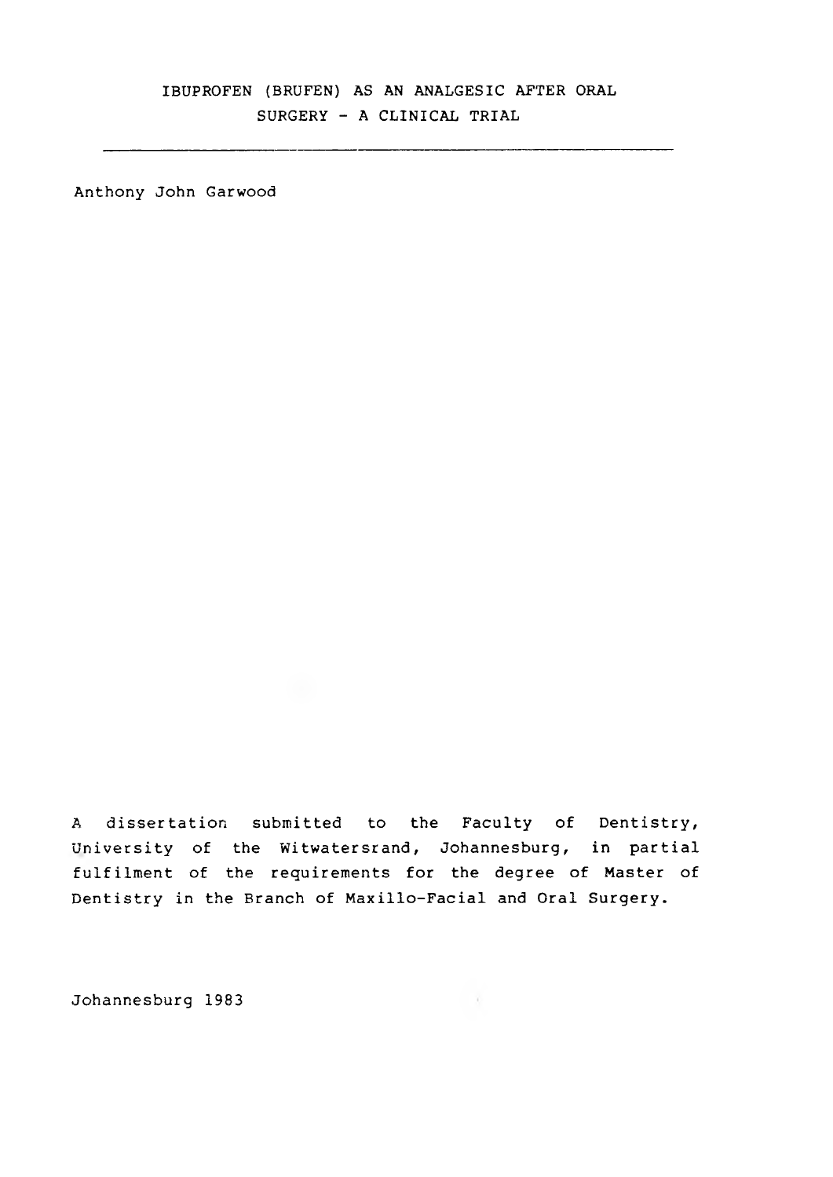# IBUPROFEN (BRUFEN) AS AN ANALGESIC AFTER ORAL SURGERY - A CLINICAL TRIAL

---

Anthony John Garwood

A dissertation submitted to the Faculty of Dentistry, University of the Witwatersrand, Johannesburg, in partial fulfilment of the requirements for the degree of Master of Dentistry in the Branch of Maxillo-Facial and Oral Surgery.

Johannesburg 1983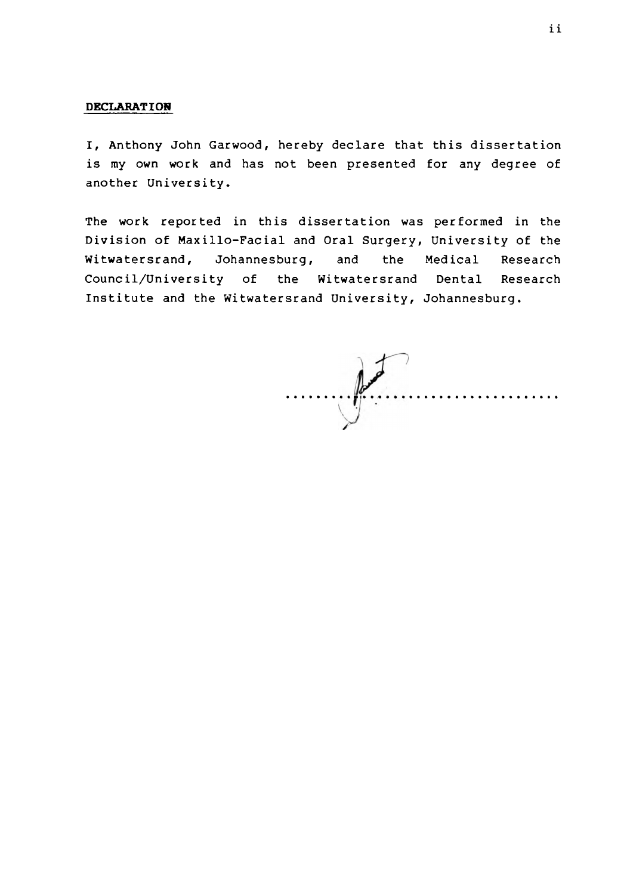**DECLARATION**

I, Anthony John Garwood, hereby declare that this dissertation is my own work and has not been presented for any degree of another University.

The work reported in this dissertation was performed in the Division of Maxillo-Facial and Oral Surgery, University of the Witwatersrand, Johannesburg, and the Medical Research Council/University of the Witwatersrand Dental Research Institute and the Witwatersrand University, Johannesburg.

....................................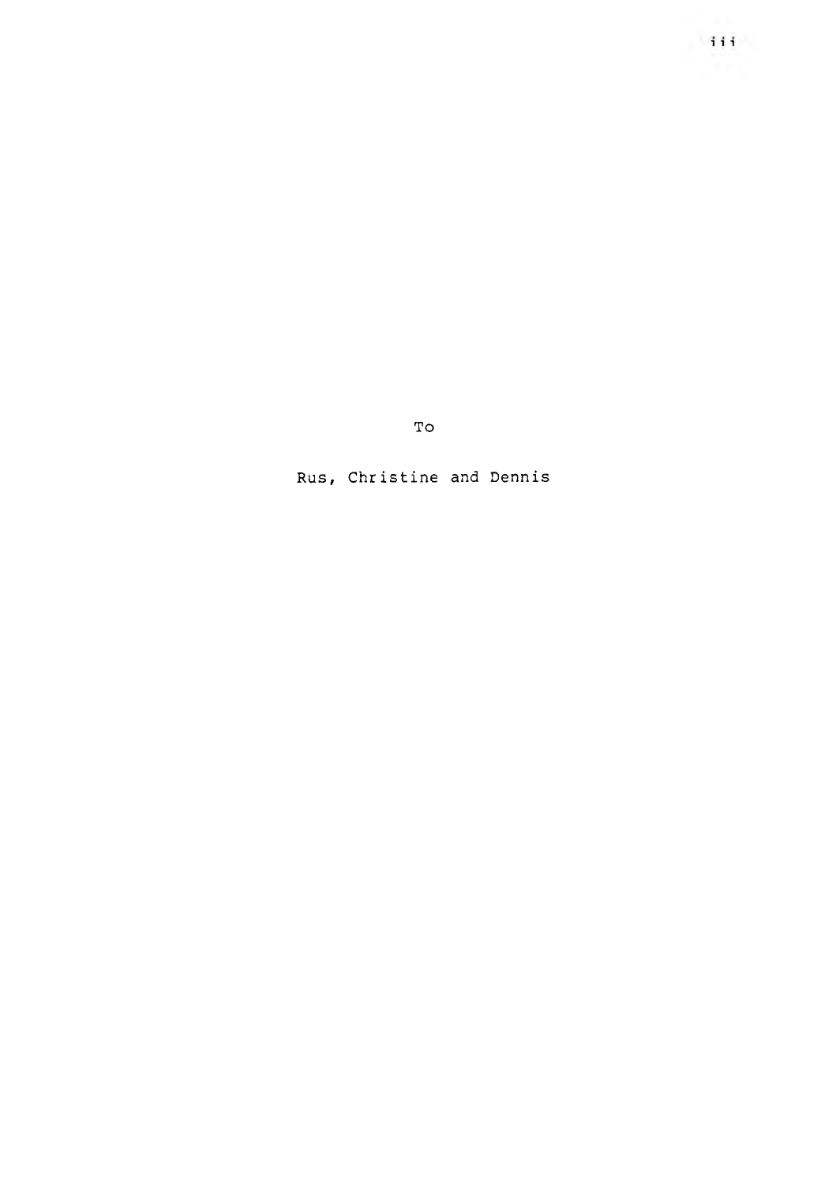To

Rus, Christine and Dennis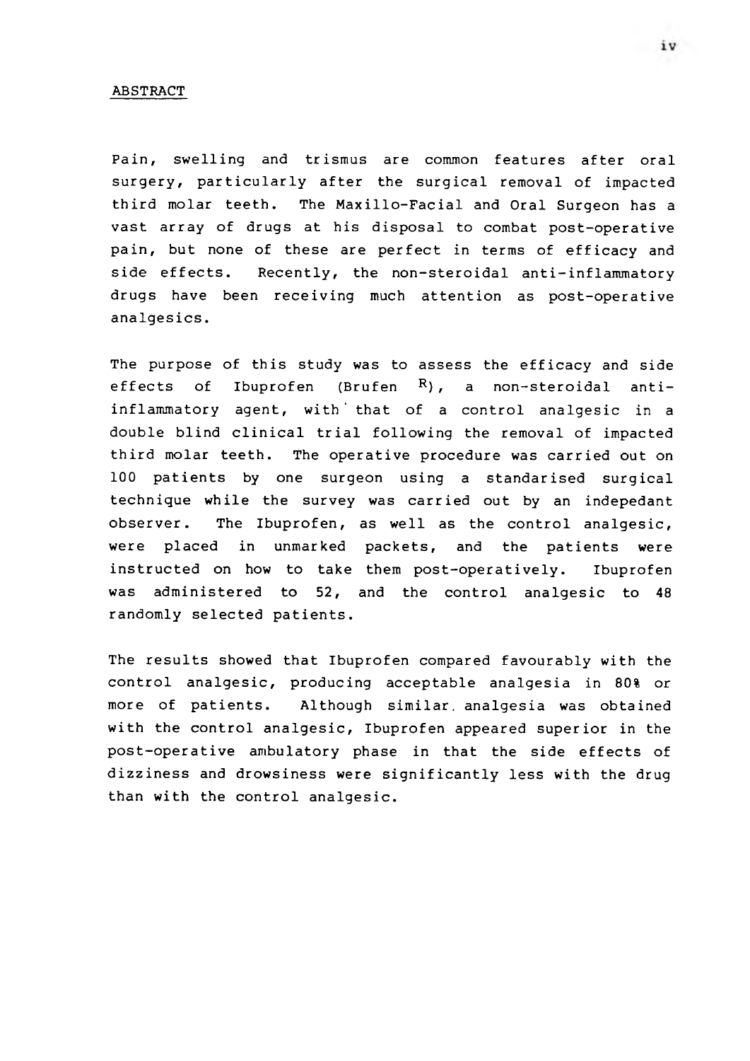## ABSTRACT

Pain, swelling and trismus are common features after oral surgery, particularly after the surgical removal of impacted third molar teeth. The Maxillo-Facial and Oral Surgeon has a vast array of drugs at his disposal to combat post-operative pain, but none of these are perfect in terms of efficacy and side effects. Recently, the non-steroidal anti-inflammatory drugs have been receiving much attention as post-operative analgesics.

The purpose of this study was to assess the efficacy and side effects of Ibuprofen (Brufen R), a non-steroidal anti-inflammatory agent, with that of a control analgesic in a double blind clinical trial following the removal of impacted third molar teeth. The operative procedure was carried out on 100 patients by one surgeon using a standarised surgical technique while the survey was carried out by an indepedant observer. The Ibuprofen, as well as the control analgesic, were placed in unmarked packets, and the patients were instructed on how to take them post-operatively. Ibuprofen was administered to 52, and the control analgesic to 48 randomly selected patients.

The results showed that Ibuprofen compared favourably with the control analgesic, producing acceptable analgesia in 80% or more of patients. Although similar analgesia was obtained with the control analgesic, Ibuprofen appeared superior in the post-operative ambulatory phase in that the side effects of dizziness and drowsiness were significantly less with the drug than with the control analgesic.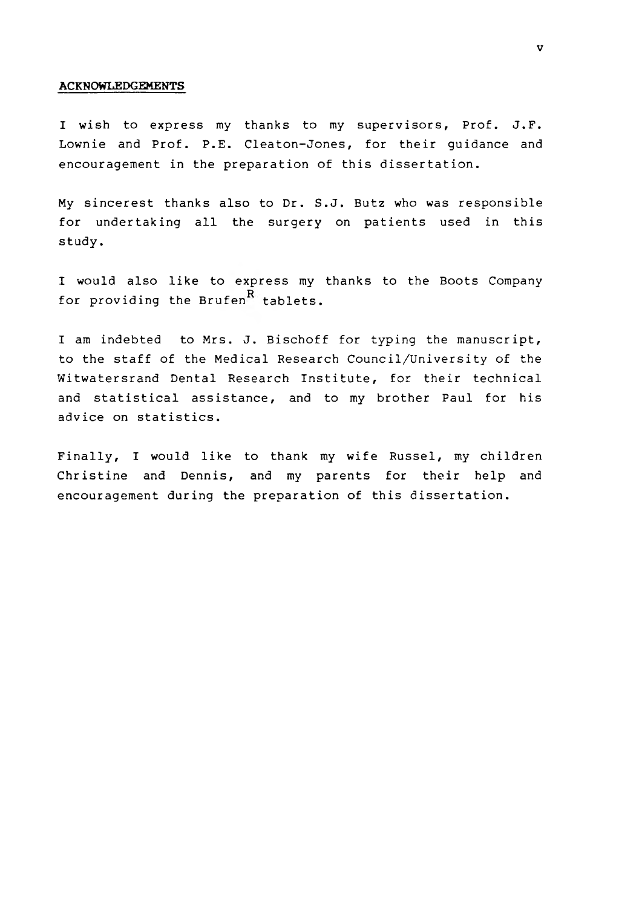## ACKNOWLEDGEMENTS

I wish to express my thanks to my supervisors, Prof. J.F. Lownie and Prof. P.E. Cleaton-Jones, for their guidance and encouragement in the preparation of this dissertation.

My sincerest thanks also to Dr. S.J. Butz who was responsible for undertaking all the surgery on patients used in this study.

I would also like to express my thanks to the Boots Company for providing the Brufen$^{R}$ tablets.

I am indebted to Mrs. J. Bischoff for typing the manuscript, to the staff of the Medical Research Council/University of the Witwatersrand Dental Research Institute, for their technical and statistical assistance, and to my brother Paul for his advice on statistics.

Finally, I would like to thank my wife Russel, my children Christine and Dennis, and my parents for their help and encouragement during the preparation of this dissertation.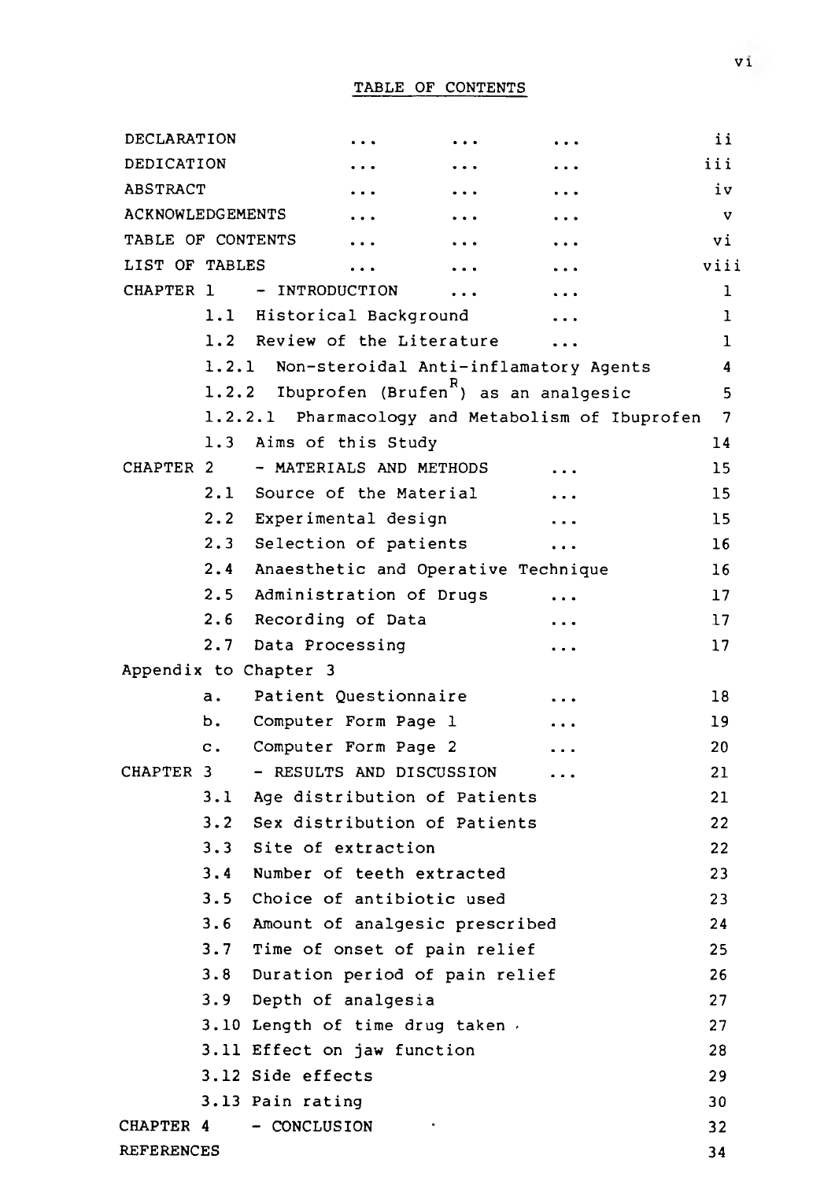# TABLE OF CONTENTS

| | |
|---|---|
| DECLARATION ... ... ... | ii |
| DEDICATION ... ... ... | iii |
| ABSTRACT ... ... ... | iv |
| ACKNOWLEDGEMENTS ... ... ... | v |
| TABLE OF CONTENTS ... ... ... | vi |
| LIST OF TABLES ... ... ... | viii |
| CHAPTER 1 - INTRODUCTION ... ... | 1 |
| 1.1 Historical Background ... | 1 |
| 1.2 Review of the Literature ... | 1 |
| 1.2.1 Non-steroidal Anti-inflamatory Agents | 4 |
| 1.2.2 Ibuprofen (Brufen[R]) as an analgesic | 5 |
| 1.2.2.1 Pharmacology and Metabolism of Ibuprofen | 7 |
| 1.3 Aims of this Study | 14 |
| CHAPTER 2 - MATERIALS AND METHODS ... | 15 |
| 2.1 Source of the Material ... | 15 |
| 2.2 Experimental design ... | 15 |
| 2.3 Selection of patients ... | 16 |
| 2.4 Anaesthetic and Operative Technique | 16 |
| 2.5 Administration of Drugs ... | 17 |
| 2.6 Recording of Data ... | 17 |
| 2.7 Data Processing ... | 17 |
| Appendix to Chapter 3 | |
| a. Patient Questionnaire ... | 18 |
| b. Computer Form Page 1 ... | 19 |
| c. Computer Form Page 2 ... | 20 |
| CHAPTER 3 - RESULTS AND DISCUSSION ... | 21 |
| 3.1 Age distribution of Patients | 21 |
| 3.2 Sex distribution of Patients | 22 |
| 3.3 Site of extraction | 22 |
| 3.4 Number of teeth extracted | 23 |
| 3.5 Choice of antibiotic used | 23 |
| 3.6 Amount of analgesic prescribed | 24 |
| 3.7 Time of onset of pain relief | 25 |
| 3.8 Duration period of pain relief | 26 |
| 3.9 Depth of analgesia | 27 |
| 3.10 Length of time drug taken | 27 |
| 3.11 Effect on jaw function | 28 |
| 3.12 Side effects | 29 |
| 3.13 Pain rating | 30 |
| CHAPTER 4 - CONCLUSION | 32 |
| REFERENCES | 34 |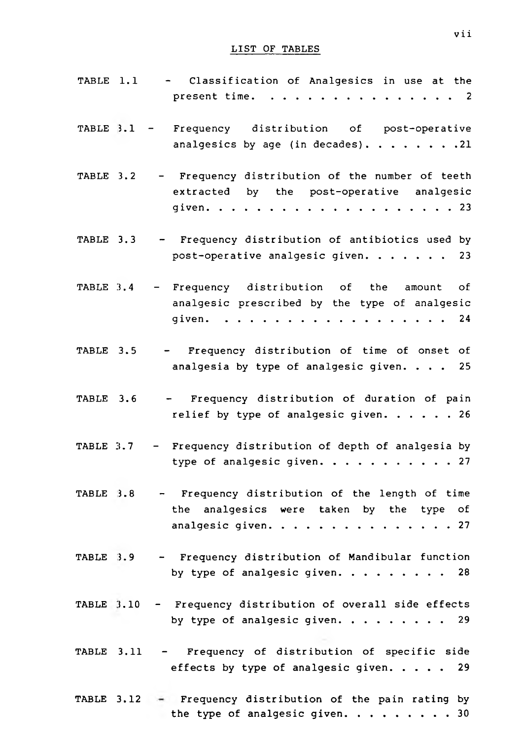## LIST OF TABLES

TABLE 1.1 - Classification of Analgesics in use at the present time. . . . . . . . . . . . . . . 2

TABLE 3.1 - Frequency distribution of post-operative analgesics by age (in decades). . . . . . . .21

TABLE 3.2 - Frequency distribution of the number of teeth extracted by the post-operative analgesic given. . . . . . . . . . . . . . . . . . . 23

TABLE 3.3 - Frequency distribution of antibiotics used by post-operative analgesic given. . . . . . . 23

TABLE 3.4 - Frequency distribution of the amount of analgesic prescribed by the type of analgesic given. . . . . . . . . . . . . . . . . . 24

TABLE 3.5 - Frequency distribution of time of onset of analgesia by type of analgesic given. . . . 25

TABLE 3.6 - Frequency distribution of duration of pain relief by type of analgesic given. . . . . . 26

TABLE 3.7 - Frequency distribution of depth of analgesia by type of analgesic given. . . . . . . . . . . 27

TABLE 3.8 - Frequency distribution of the length of time the analgesics were taken by the type of analgesic given. . . . . . . . . . . . . . . 27

TABLE 3.9 - Frequency distribution of Mandibular function by type of analgesic given. . . . . . . . . 28

TABLE 3.10 - Frequency distribution of overall side effects by type of analgesic given. . . . . . . . . 29

TABLE 3.11 - Frequency of distribution of specific side effects by type of analgesic given. . . . . 29

TABLE 3.12 - Frequency distribution of the pain rating by the type of analgesic given. . . . . . . . . 30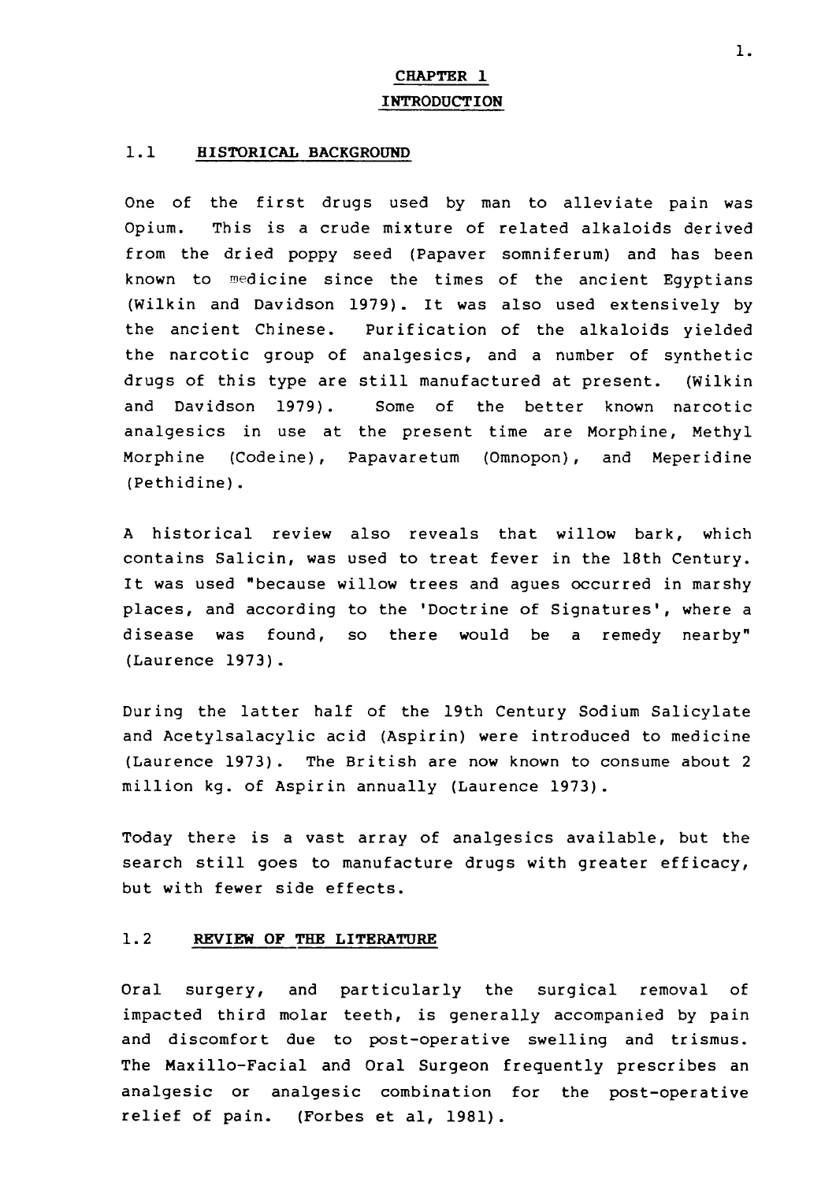# CHAPTER 1

## INTRODUCTION

### 1.1 HISTORICAL BACKGROUND

One of the first drugs used by man to alleviate pain was Opium. This is a crude mixture of related alkaloids derived from the dried poppy seed (Papaver somniferum) and has been known to medicine since the times of the ancient Egyptians (Wilkin and Davidson 1979). It was also used extensively by the ancient Chinese. Purification of the alkaloids yielded the narcotic group of analgesics, and a number of synthetic drugs of this type are still manufactured at present. (Wilkin and Davidson 1979). Some of the better known narcotic analgesics in use at the present time are Morphine, Methyl Morphine (Codeine), Papavaretum (Omnopon), and Meperidine (Pethidine).

A historical review also reveals that willow bark, which contains Salicin, was used to treat fever in the 18th Century. It was used "because willow trees and agues occurred in marshy places, and according to the 'Doctrine of Signatures', where a disease was found, so there would be a remedy nearby" (Laurence 1973).

During the latter half of the 19th Century Sodium Salicylate and Acetylsalacylic acid (Aspirin) were introduced to medicine (Laurence 1973). The British are now known to consume about 2 million kg. of Aspirin annually (Laurence 1973).

Today there is a vast array of analgesics available, but the search still goes to manufacture drugs with greater efficacy, but with fewer side effects.

### 1.2 REVIEW OF THE LITERATURE

Oral surgery, and particularly the surgical removal of impacted third molar teeth, is generally accompanied by pain and discomfort due to post-operative swelling and trismus. The Maxillo-Facial and Oral Surgeon frequently prescribes an analgesic or analgesic combination for the post-operative relief of pain. (Forbes et al, 1981).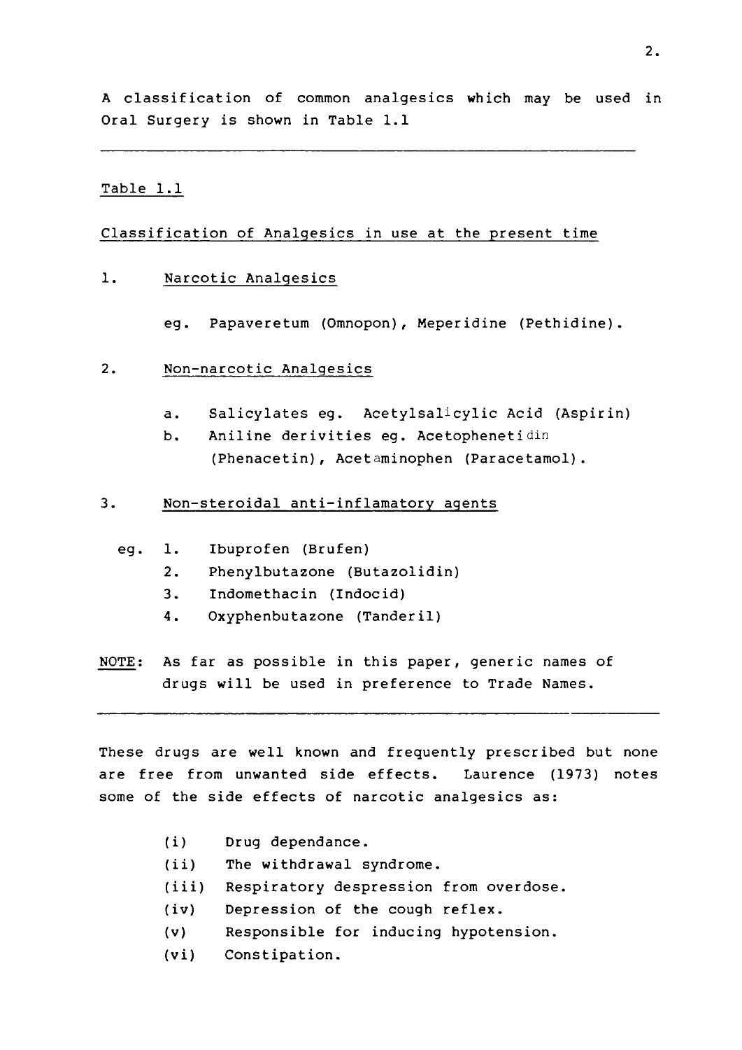A classification of common analgesics which may be used in Oral Surgery is shown in Table 1.1

---

Table 1.1

Classification of Analgesics in use at the present time

1. Narcotic Analgesics

   eg. Papaveretum (Omnopon), Meperidine (Pethidine).

2. Non-narcotic Analgesics

   a. Salicylates eg. Acetylsalicylic Acid (Aspirin)
   b. Aniline derivities eg. Acetophenetidin (Phenacetin), Acetaminophen (Paracetamol).

3. Non-steroidal anti-inflamatory agents

   eg. 1. Ibuprofen (Brufen)
       2. Phenylbutazone (Butazolidin)
       3. Indomethacin (Indocid)
       4. Oxyphenbutazone (Tanderil)

NOTE: As far as possible in this paper, generic names of drugs will be used in preference to Trade Names.

---

These drugs are well known and frequently prescribed but none are free from unwanted side effects. Laurence (1973) notes some of the side effects of narcotic analgesics as:

(i) Drug dependance.
(ii) The withdrawal syndrome.
(iii) Respiratory despression from overdose.
(iv) Depression of the cough reflex.
(v) Responsible for inducing hypotension.
(vi) Constipation.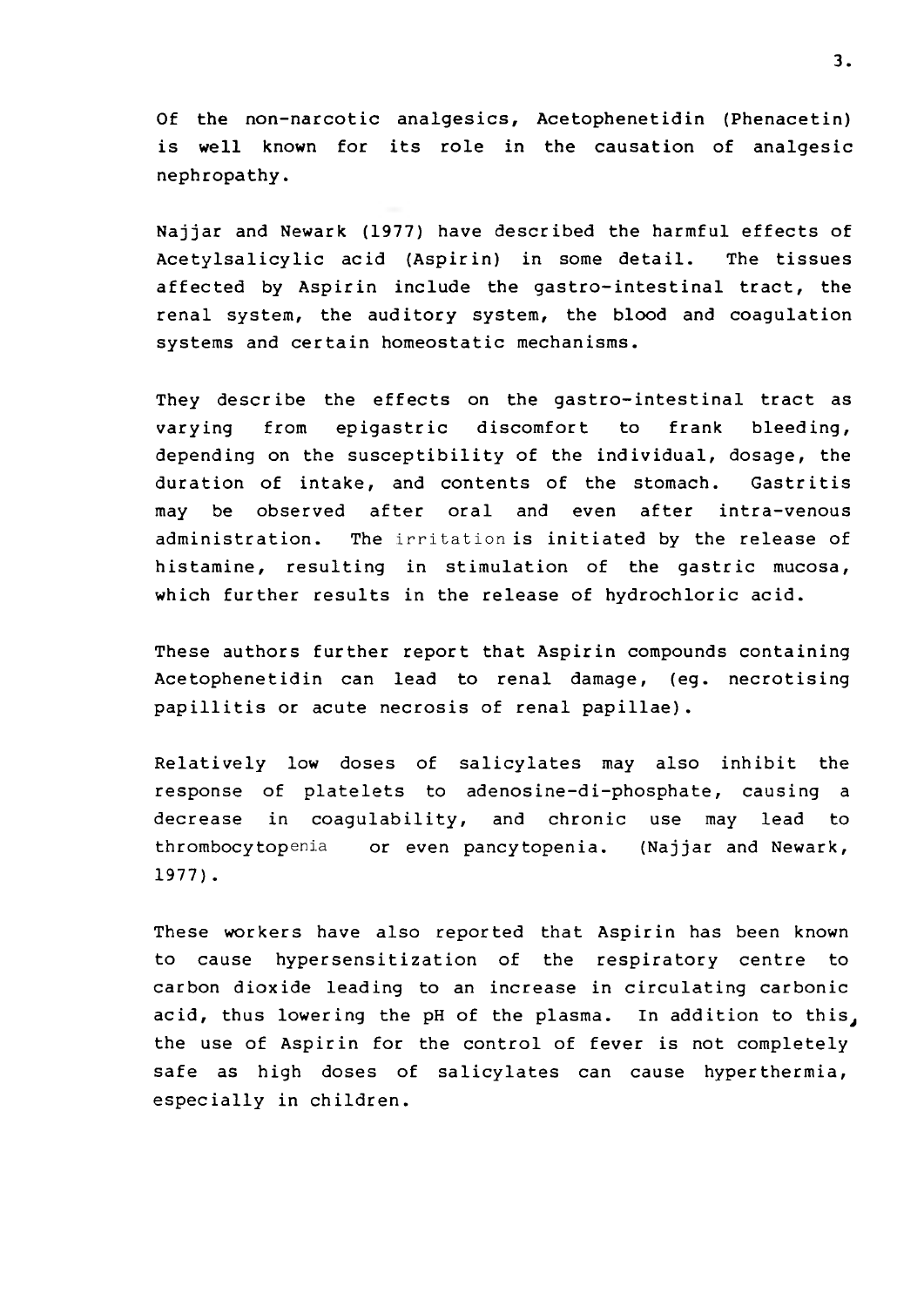Of the non-narcotic analgesics, Acetophenetidin (Phenacetin) is well known for its role in the causation of analgesic nephropathy.

Najjar and Newark (1977) have described the harmful effects of Acetylsalicylic acid (Aspirin) in some detail. The tissues affected by Aspirin include the gastro-intestinal tract, the renal system, the auditory system, the blood and coagulation systems and certain homeostatic mechanisms.

They describe the effects on the gastro-intestinal tract as varying from epigastric discomfort to frank bleeding, depending on the susceptibility of the individual, dosage, the duration of intake, and contents of the stomach. Gastritis may be observed after oral and even after intra-venous administration. The irritation is initiated by the release of histamine, resulting in stimulation of the gastric mucosa, which further results in the release of hydrochloric acid.

These authors further report that Aspirin compounds containing Acetophenetidin can lead to renal damage, (eg. necrotising papillitis or acute necrosis of renal papillae).

Relatively low doses of salicylates may also inhibit the response of platelets to adenosine-di-phosphate, causing a decrease in coagulability, and chronic use may lead to thrombocytopenia or even pancytopenia. (Najjar and Newark, 1977).

These workers have also reported that Aspirin has been known to cause hypersensitization of the respiratory centre to carbon dioxide leading to an increase in circulating carbonic acid, thus lowering the pH of the plasma. In addition to this, the use of Aspirin for the control of fever is not completely safe as high doses of salicylates can cause hyperthermia, especially in children.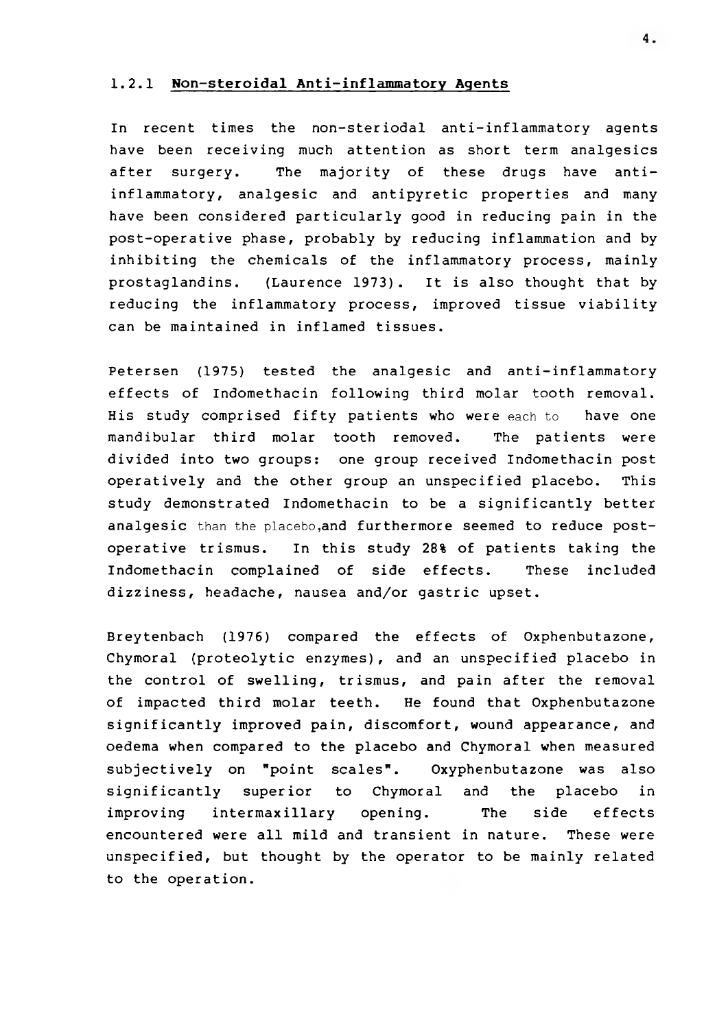### 1.2.1 **Non-steroidal Anti-inflammatory Agents**

In recent times the non-steriodal anti-inflammatory agents have been receiving much attention as short term analgesics after surgery. The majority of these drugs have anti-inflammatory, analgesic and antipyretic properties and many have been considered particularly good in reducing pain in the post-operative phase, probably by reducing inflammation and by inhibiting the chemicals of the inflammatory process, mainly prostaglandins. (Laurence 1973). It is also thought that by reducing the inflammatory process, improved tissue viability can be maintained in inflamed tissues.

Petersen (1975) tested the analgesic and anti-inflammatory effects of Indomethacin following third molar tooth removal. His study comprised fifty patients who were each to have one mandibular third molar tooth removed. The patients were divided into two groups: one group received Indomethacin post operatively and the other group an unspecified placebo. This study demonstrated Indomethacin to be a significantly better analgesic than the placebo,and furthermore seemed to reduce post-operative trismus. In this study 28% of patients taking the Indomethacin complained of side effects. These included dizziness, headache, nausea and/or gastric upset.

Breytenbach (1976) compared the effects of Oxphenbutazone, Chymoral (proteolytic enzymes), and an unspecified placebo in the control of swelling, trismus, and pain after the removal of impacted third molar teeth. He found that Oxphenbutazone significantly improved pain, discomfort, wound appearance, and oedema when compared to the placebo and Chymoral when measured subjectively on "point scales". Oxyphenbutazone was also significantly superior to Chymoral and the placebo in improving intermaxillary opening. The side effects encountered were all mild and transient in nature. These were unspecified, but thought by the operator to be mainly related to the operation.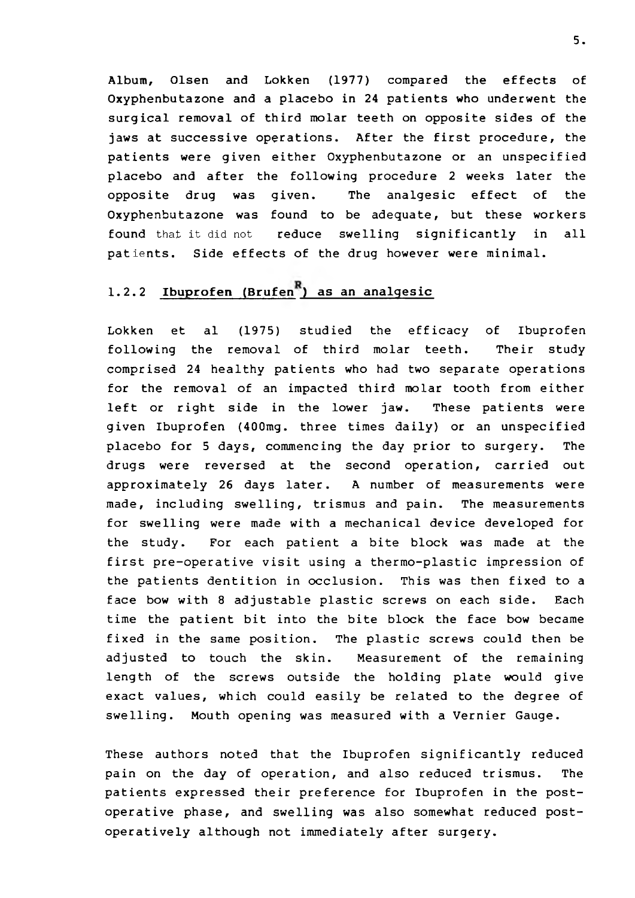Album, Olsen and Lokken (1977) compared the effects of Oxyphenbutazone and a placebo in 24 patients who underwent the surgical removal of third molar teeth on opposite sides of the jaws at successive operations. After the first procedure, the patients were given either Oxyphenbutazone or an unspecified placebo and after the following procedure 2 weeks later the opposite drug was given. The analgesic effect of the Oxyphenbutazone was found to be adequate, but these workers found that it did not reduce swelling significantly in all patients. Side effects of the drug however were minimal.

### 1.2.2 <u>Ibuprofen (Brufen[R]) as an analgesic</u>

Lokken et al (1975) studied the efficacy of Ibuprofen following the removal of third molar teeth. Their study comprised 24 healthy patients who had two separate operations for the removal of an impacted third molar tooth from either left or right side in the lower jaw. These patients were given Ibuprofen (400mg. three times daily) or an unspecified placebo for 5 days, commencing the day prior to surgery. The drugs were reversed at the second operation, carried out approximately 26 days later. A number of measurements were made, including swelling, trismus and pain. The measurements for swelling were made with a mechanical device developed for the study. For each patient a bite block was made at the first pre-operative visit using a thermo-plastic impression of the patients dentition in occlusion. This was then fixed to a face bow with 8 adjustable plastic screws on each side. Each time the patient bit into the bite block the face bow became fixed in the same position. The plastic screws could then be adjusted to touch the skin. Measurement of the remaining length of the screws outside the holding plate would give exact values, which could easily be related to the degree of swelling. Mouth opening was measured with a Vernier Gauge.

These authors noted that the Ibuprofen significantly reduced pain on the day of operation, and also reduced trismus. The patients expressed their preference for Ibuprofen in the post-operative phase, and swelling was also somewhat reduced post-operatively although not immediately after surgery.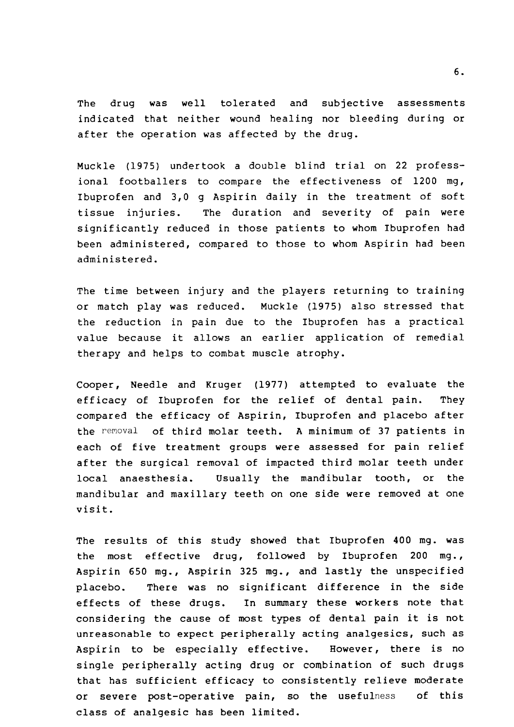The drug was well tolerated and subjective assessments indicated that neither wound healing nor bleeding during or after the operation was affected by the drug.

Muckle (1975) undertook a double blind trial on 22 professional footballers to compare the effectiveness of 1200 mg, Ibuprofen and 3,0 g Aspirin daily in the treatment of soft tissue injuries. The duration and severity of pain were significantly reduced in those patients to whom Ibuprofen had been administered, compared to those to whom Aspirin had been administered.

The time between injury and the players returning to training or match play was reduced. Muckle (1975) also stressed that the reduction in pain due to the Ibuprofen has a practical value because it allows an earlier application of remedial therapy and helps to combat muscle atrophy.

Cooper, Needle and Kruger (1977) attempted to evaluate the efficacy of Ibuprofen for the relief of dental pain. They compared the efficacy of Aspirin, Ibuprofen and placebo after the removal of third molar teeth. A minimum of 37 patients in each of five treatment groups were assessed for pain relief after the surgical removal of impacted third molar teeth under local anaesthesia. Usually the mandibular tooth, or the mandibular and maxillary teeth on one side were removed at one visit.

The results of this study showed that Ibuprofen 400 mg. was the most effective drug, followed by Ibuprofen 200 mg., Aspirin 650 mg., Aspirin 325 mg., and lastly the unspecified placebo. There was no significant difference in the side effects of these drugs. In summary these workers note that considering the cause of most types of dental pain it is not unreasonable to expect peripherally acting analgesics, such as Aspirin to be especially effective. However, there is no single peripherally acting drug or combination of such drugs that has sufficient efficacy to consistently relieve moderate or severe post-operative pain, so the usefulness of this class of analgesic has been limited.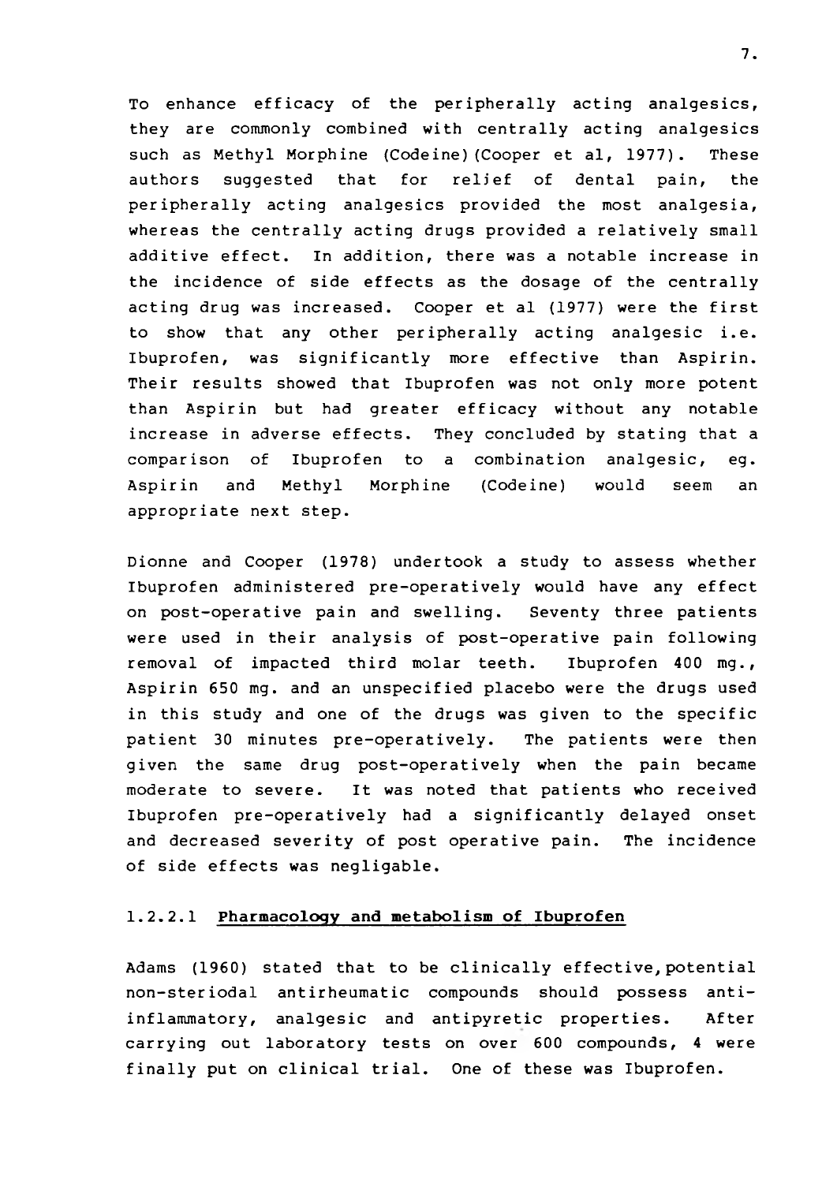To enhance efficacy of the peripherally acting analgesics, they are commonly combined with centrally acting analgesics such as Methyl Morphine (Codeine)(Cooper et al, 1977). These authors suggested that for relief of dental pain, the peripherally acting analgesics provided the most analgesia, whereas the centrally acting drugs provided a relatively small additive effect. In addition, there was a notable increase in the incidence of side effects as the dosage of the centrally acting drug was increased. Cooper et al (1977) were the first to show that any other peripherally acting analgesic i.e. Ibuprofen, was significantly more effective than Aspirin. Their results showed that Ibuprofen was not only more potent than Aspirin but had greater efficacy without any notable increase in adverse effects. They concluded by stating that a comparison of Ibuprofen to a combination analgesic, eg. Aspirin and Methyl Morphine (Codeine) would seem an appropriate next step.

Dionne and Cooper (1978) undertook a study to assess whether Ibuprofen administered pre-operatively would have any effect on post-operative pain and swelling. Seventy three patients were used in their analysis of post-operative pain following removal of impacted third molar teeth. Ibuprofen 400 mg., Aspirin 650 mg. and an unspecified placebo were the drugs used in this study and one of the drugs was given to the specific patient 30 minutes pre-operatively. The patients were then given the same drug post-operatively when the pain became moderate to severe. It was noted that patients who received Ibuprofen pre-operatively had a significantly delayed onset and decreased severity of post operative pain. The incidence of side effects was negligable.

### 1.2.2.1 **Pharmacology and metabolism of Ibuprofen**

Adams (1960) stated that to be clinically effective, potential non-steriodal antirheumatic compounds should possess anti-inflammatory, analgesic and antipyretic properties. After carrying out laboratory tests on over 600 compounds, 4 were finally put on clinical trial. One of these was Ibuprofen.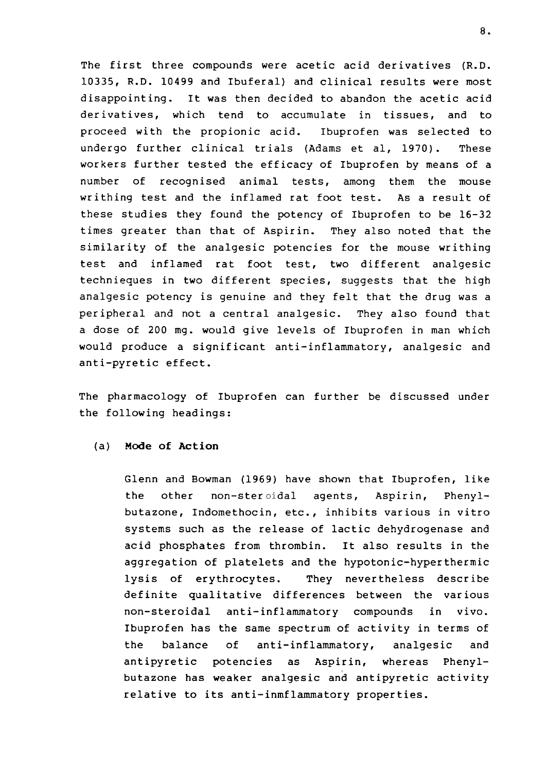The first three compounds were acetic acid derivatives (R.D. 10335, R.D. 10499 and Ibuferal) and clinical results were most disappointing. It was then decided to abandon the acetic acid derivatives, which tend to accumulate in tissues, and to proceed with the propionic acid. Ibuprofen was selected to undergo further clinical trials (Adams et al, 1970). These workers further tested the efficacy of Ibuprofen by means of a number of recognised animal tests, among them the mouse writhing test and the inflamed rat foot test. As a result of these studies they found the potency of Ibuprofen to be 16-32 times greater than that of Aspirin. They also noted that the similarity of the analgesic potencies for the mouse writhing test and inflamed rat foot test, two different analgesic technieques in two different species, suggests that the high analgesic potency is genuine and they felt that the drug was a peripheral and not a central analgesic. They also found that a dose of 200 mg. would give levels of Ibuprofen in man which would produce a significant anti-inflammatory, analgesic and anti-pyretic effect.

The pharmacology of Ibuprofen can further be discussed under the following headings:

(a) **Mode of Action**

Glenn and Bowman (1969) have shown that Ibuprofen, like the other non-steroidal agents, Aspirin, Phenylbutazone, Indomethocin, etc., inhibits various in vitro systems such as the release of lactic dehydrogenase and acid phosphates from thrombin. It also results in the aggregation of platelets and the hypotonic-hyperthermic lysis of erythrocytes. They nevertheless describe definite qualitative differences between the various non-steroidal anti-inflammatory compounds in vivo. Ibuprofen has the same spectrum of activity in terms of the balance of anti-inflammatory, analgesic and antipyretic potencies as Aspirin, whereas Phenylbutazone has weaker analgesic and antipyretic activity relative to its anti-inmflammatory properties.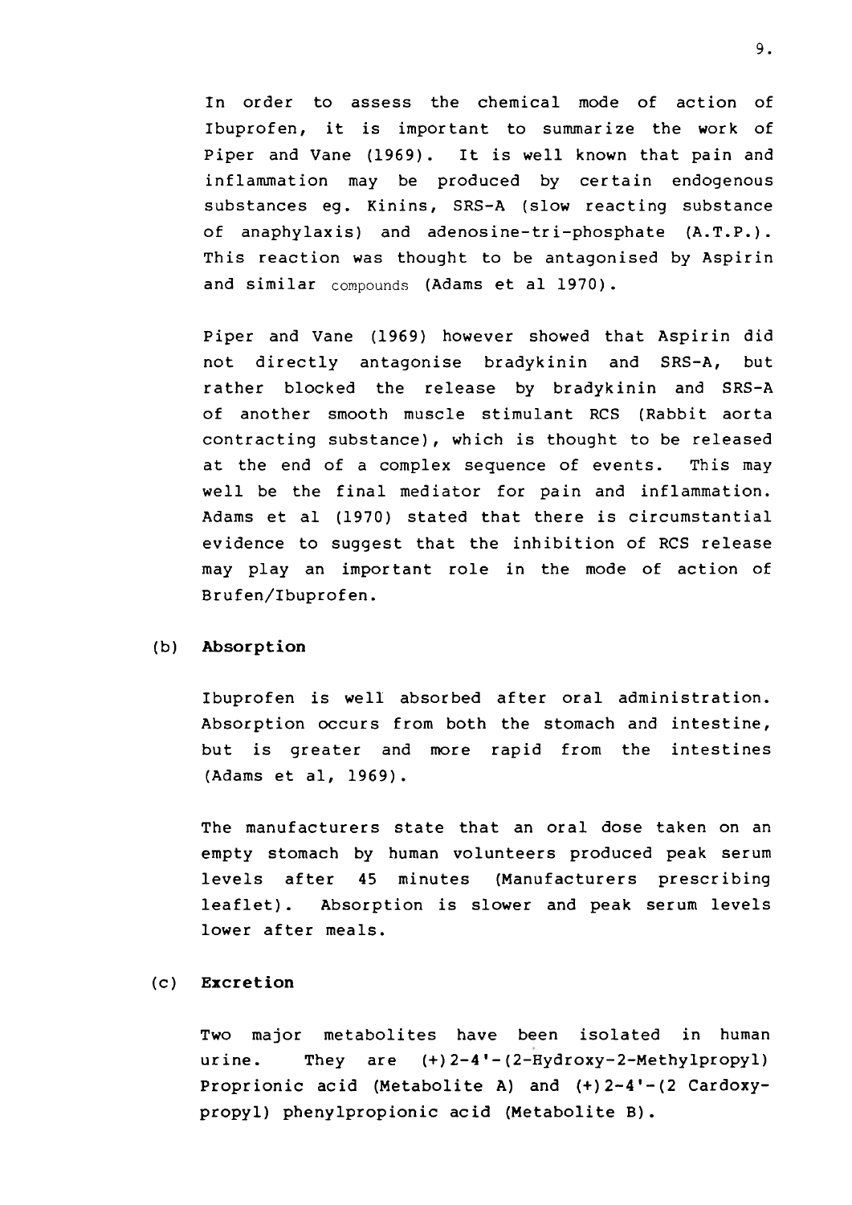In order to assess the chemical mode of action of Ibuprofen, it is important to summarize the work of Piper and Vane (1969). It is well known that pain and inflammation may be produced by certain endogenous substances eg. Kinins, SRS-A (slow reacting substance of anaphylaxis) and adenosine-tri-phosphate (A.T.P.). This reaction was thought to be antagonised by Aspirin and similar compounds (Adams et al 1970).

Piper and Vane (1969) however showed that Aspirin did not directly antagonise bradykinin and SRS-A, but rather blocked the release by bradykinin and SRS-A of another smooth muscle stimulant RCS (Rabbit aorta contracting substance), which is thought to be released at the end of a complex sequence of events. This may well be the final mediator for pain and inflammation. Adams et al (1970) stated that there is circumstantial evidence to suggest that the inhibition of RCS release may play an important role in the mode of action of Brufen/Ibuprofen.

(b) **Absorption**

Ibuprofen is well absorbed after oral administration. Absorption occurs from both the stomach and intestine, but is greater and more rapid from the intestines (Adams et al, 1969).

The manufacturers state that an oral dose taken on an empty stomach by human volunteers produced peak serum levels after 45 minutes (Manufacturers prescribing leaflet). Absorption is slower and peak serum levels lower after meals.

(c) **Excretion**

Two major metabolites have been isolated in human urine. They are (+)2-4'-(2-Hydroxy-2-Methylpropyl) Proprionic acid (Metabolite A) and (+)2-4'-(2 Cardoxy-propyl) phenylpropionic acid (Metabolite B).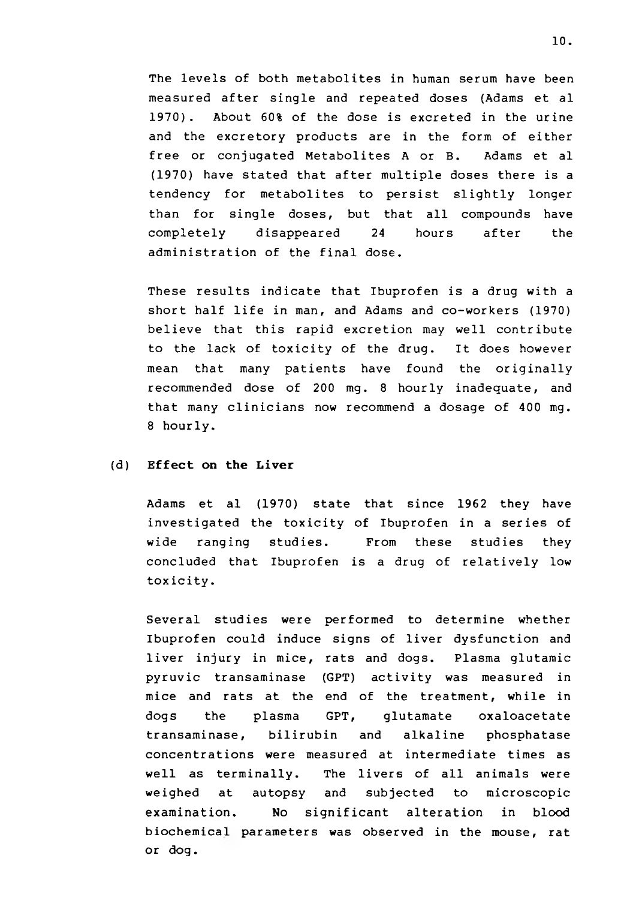The levels of both metabolites in human serum have been measured after single and repeated doses (Adams et al 1970). About 60% of the dose is excreted in the urine and the excretory products are in the form of either free or conjugated Metabolites A or B. Adams et al (1970) have stated that after multiple doses there is a tendency for metabolites to persist slightly longer than for single doses, but that all compounds have completely disappeared 24 hours after the administration of the final dose.

These results indicate that Ibuprofen is a drug with a short half life in man, and Adams and co-workers (1970) believe that this rapid excretion may well contribute to the lack of toxicity of the drug. It does however mean that many patients have found the originally recommended dose of 200 mg. 8 hourly inadequate, and that many clinicians now recommend a dosage of 400 mg. 8 hourly.

### (d) Effect on the Liver

Adams et al (1970) state that since 1962 they have investigated the toxicity of Ibuprofen in a series of wide ranging studies. From these studies they concluded that Ibuprofen is a drug of relatively low toxicity.

Several studies were performed to determine whether Ibuprofen could induce signs of liver dysfunction and liver injury in mice, rats and dogs. Plasma glutamic pyruvic transaminase (GPT) activity was measured in mice and rats at the end of the treatment, while in dogs the plasma GPT, glutamate oxaloacetate transaminase, bilirubin and alkaline phosphatase concentrations were measured at intermediate times as well as terminally. The livers of all animals were weighed at autopsy and subjected to microscopic examination. No significant alteration in blood biochemical parameters was observed in the mouse, rat or dog.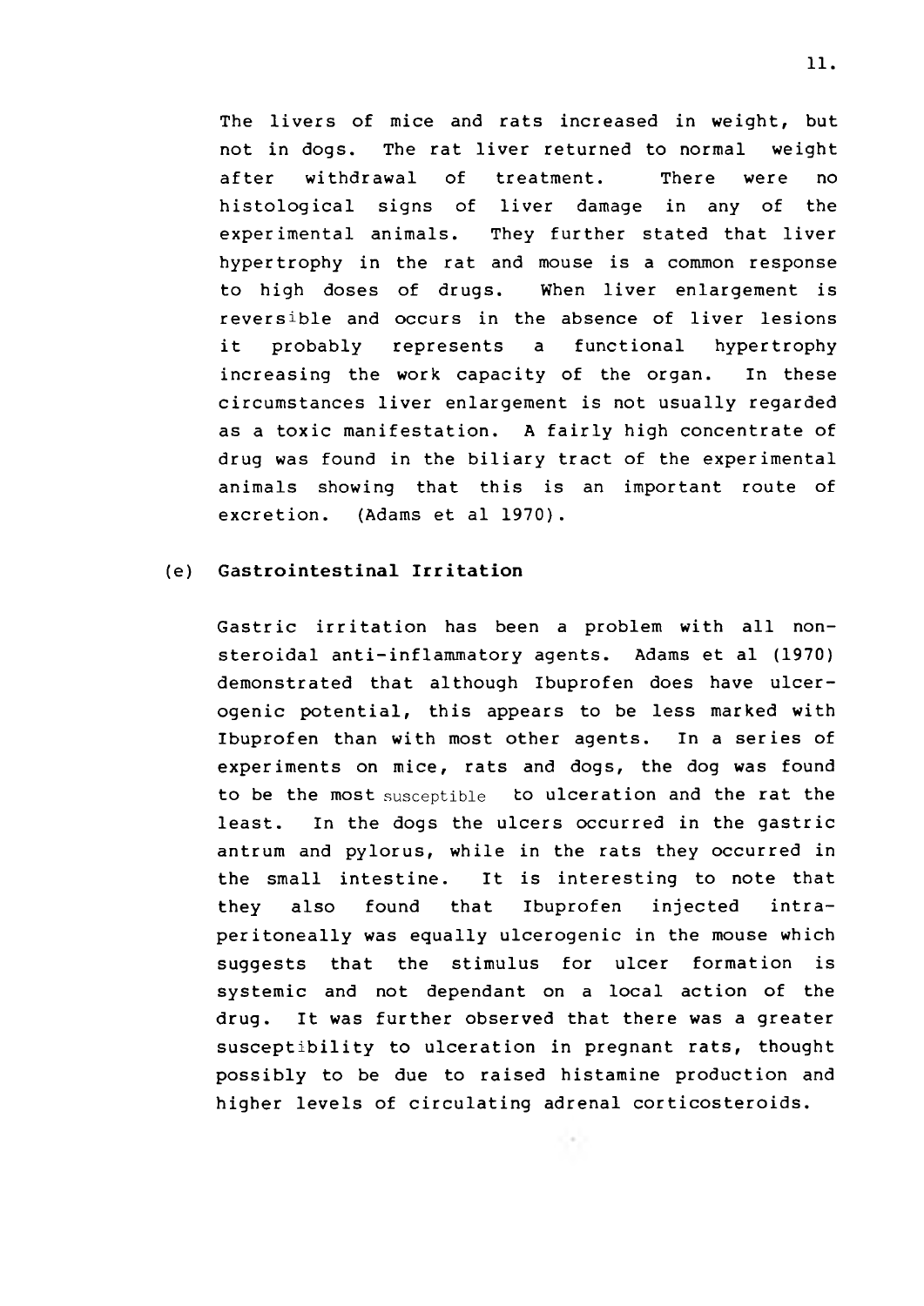The livers of mice and rats increased in weight, but not in dogs. The rat liver returned to normal weight after withdrawal of treatment. There were no histological signs of liver damage in any of the experimental animals. They further stated that liver hypertrophy in the rat and mouse is a common response to high doses of drugs. When liver enlargement is reversible and occurs in the absence of liver lesions it probably represents a functional hypertrophy increasing the work capacity of the organ. In these circumstances liver enlargement is not usually regarded as a toxic manifestation. A fairly high concentrate of drug was found in the biliary tract of the experimental animals showing that this is an important route of excretion. (Adams et al 1970).

### (e) Gastrointestinal Irritation

Gastric irritation has been a problem with all non-steroidal anti-inflammatory agents. Adams et al (1970) demonstrated that although Ibuprofen does have ulcer-ogenic potential, this appears to be less marked with Ibuprofen than with most other agents. In a series of experiments on mice, rats and dogs, the dog was found to be the most susceptible to ulceration and the rat the least. In the dogs the ulcers occurred in the gastric antrum and pylorus, while in the rats they occurred in the small intestine. It is interesting to note that they also found that Ibuprofen injected intra-peritoneally was equally ulcerogenic in the mouse which suggests that the stimulus for ulcer formation is systemic and not dependant on a local action of the drug. It was further observed that there was a greater susceptibility to ulceration in pregnant rats, thought possibly to be due to raised histamine production and higher levels of circulating adrenal corticosteroids.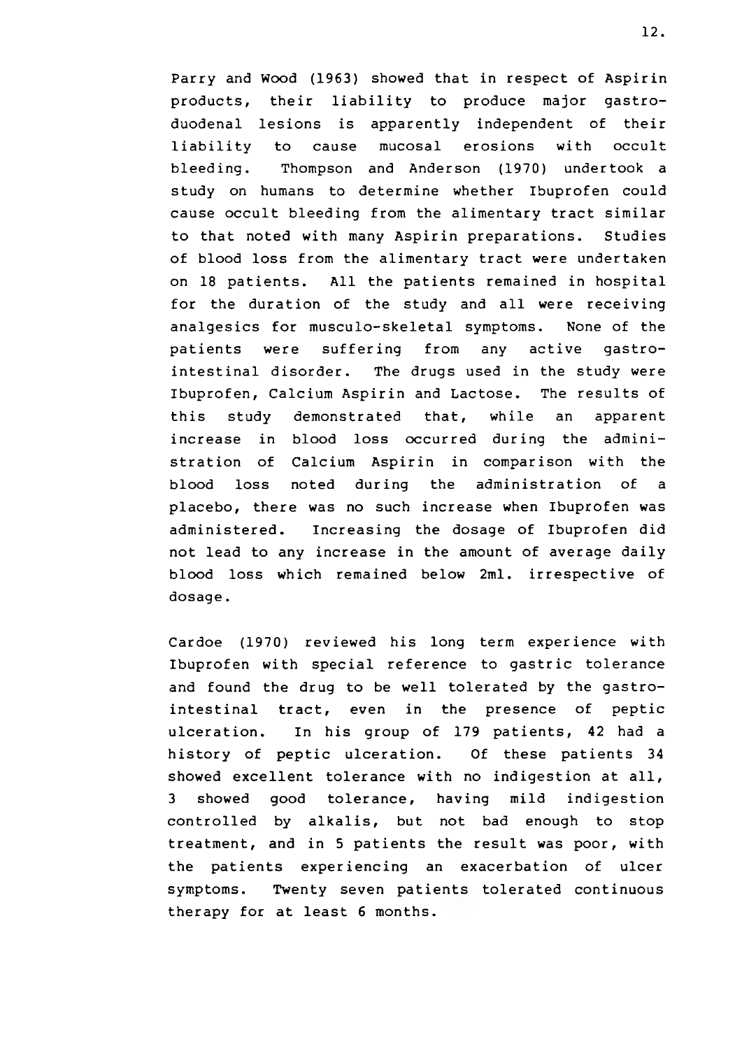Parry and Wood (1963) showed that in respect of Aspirin products, their liability to produce major gastro-duodenal lesions is apparently independent of their liability to cause mucosal erosions with occult bleeding. Thompson and Anderson (1970) undertook a study on humans to determine whether Ibuprofen could cause occult bleeding from the alimentary tract similar to that noted with many Aspirin preparations. Studies of blood loss from the alimentary tract were undertaken on 18 patients. All the patients remained in hospital for the duration of the study and all were receiving analgesics for musculo-skeletal symptoms. None of the patients were suffering from any active gastro-intestinal disorder. The drugs used in the study were Ibuprofen, Calcium Aspirin and Lactose. The results of this study demonstrated that, while an apparent increase in blood loss occurred during the administration of Calcium Aspirin in comparison with the blood loss noted during the administration of a placebo, there was no such increase when Ibuprofen was administered. Increasing the dosage of Ibuprofen did not lead to any increase in the amount of average daily blood loss which remained below 2ml. irrespective of dosage.

Cardoe (1970) reviewed his long term experience with Ibuprofen with special reference to gastric tolerance and found the drug to be well tolerated by the gastro-intestinal tract, even in the presence of peptic ulceration. In his group of 179 patients, 42 had a history of peptic ulceration. Of these patients 34 showed excellent tolerance with no indigestion at all, 3 showed good tolerance, having mild indigestion controlled by alkalis, but not bad enough to stop treatment, and in 5 patients the result was poor, with the patients experiencing an exacerbation of ulcer symptoms. Twenty seven patients tolerated continuous therapy for at least 6 months.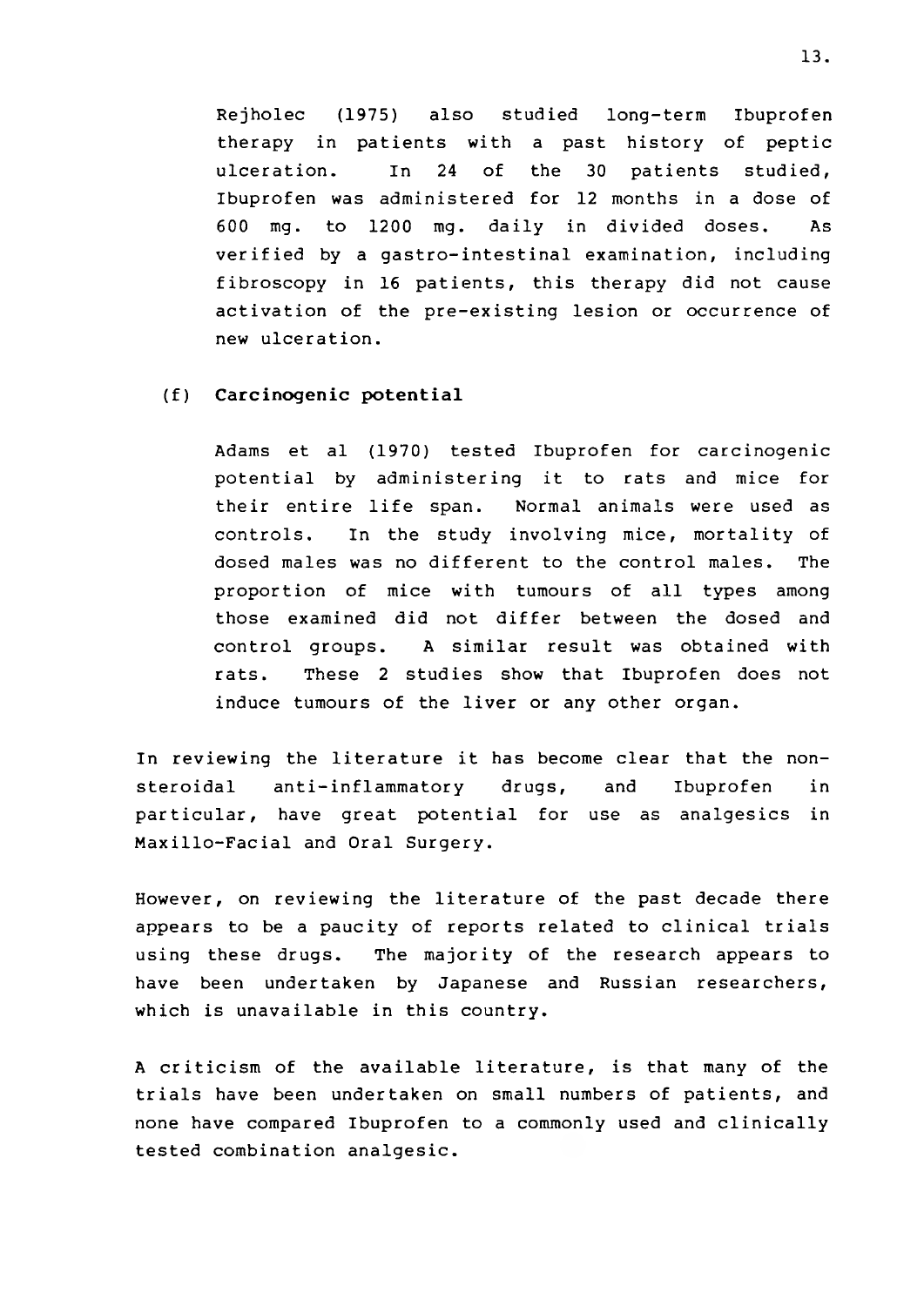Rejholec (1975) also studied long-term Ibuprofen therapy in patients with a past history of peptic ulceration. In 24 of the 30 patients studied, Ibuprofen was administered for 12 months in a dose of 600 mg. to 1200 mg. daily in divided doses. As verified by a gastro-intestinal examination, including fibroscopy in 16 patients, this therapy did not cause activation of the pre-existing lesion or occurrence of new ulceration.

**(f) Carcinogenic potential**

Adams et al (1970) tested Ibuprofen for carcinogenic potential by administering it to rats and mice for their entire life span. Normal animals were used as controls. In the study involving mice, mortality of dosed males was no different to the control males. The proportion of mice with tumours of all types among those examined did not differ between the dosed and control groups. A similar result was obtained with rats. These 2 studies show that Ibuprofen does not induce tumours of the liver or any other organ.

In reviewing the literature it has become clear that the non-steroidal anti-inflammatory drugs, and Ibuprofen in particular, have great potential for use as analgesics in Maxillo-Facial and Oral Surgery.

However, on reviewing the literature of the past decade there appears to be a paucity of reports related to clinical trials using these drugs. The majority of the research appears to have been undertaken by Japanese and Russian researchers, which is unavailable in this country.

A criticism of the available literature, is that many of the trials have been undertaken on small numbers of patients, and none have compared Ibuprofen to a commonly used and clinically tested combination analgesic.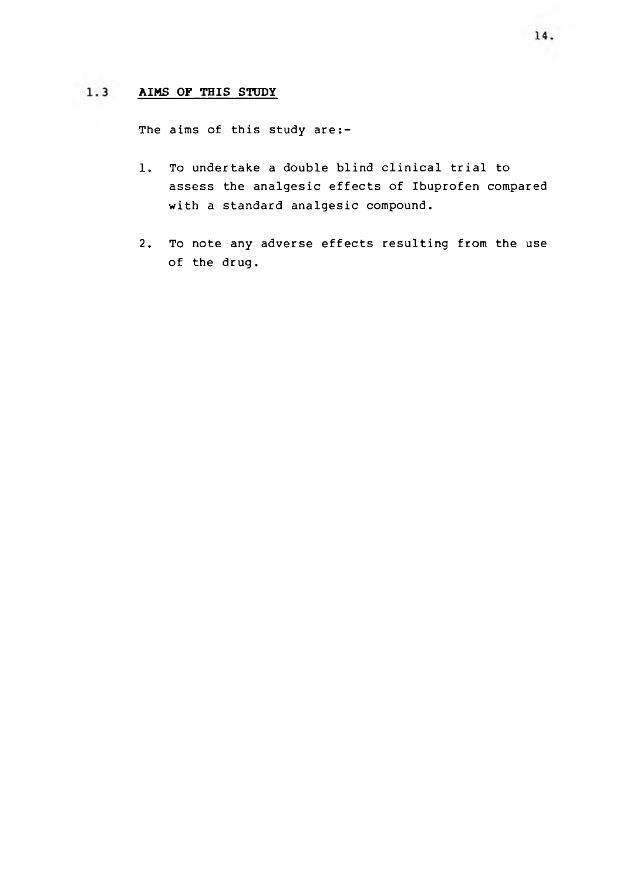## 1.3 AIMS OF THIS STUDY

The aims of this study are:-

1. To undertake a double blind clinical trial to assess the analgesic effects of Ibuprofen compared with a standard analgesic compound.

2. To note any adverse effects resulting from the use of the drug.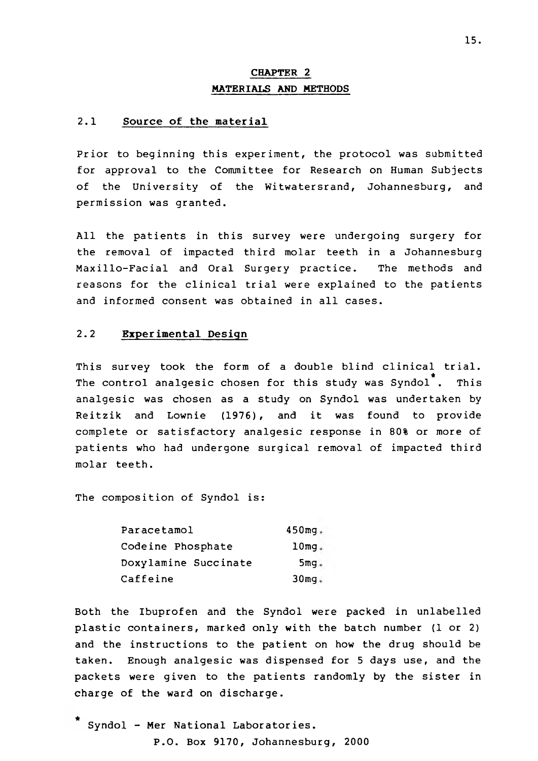# CHAPTER 2
## MATERIALS AND METHODS

### 2.1 Source of the material

Prior to beginning this experiment, the protocol was submitted for approval to the Committee for Research on Human Subjects of the University of the Witwatersrand, Johannesburg, and permission was granted.

All the patients in this survey were undergoing surgery for the removal of impacted third molar teeth in a Johannesburg Maxillo-Facial and Oral Surgery practice. The methods and reasons for the clinical trial were explained to the patients and informed consent was obtained in all cases.

### 2.2 Experimental Design

This survey took the form of a double blind clinical trial. The control analgesic chosen for this study was Syndol*. This analgesic was chosen as a study on Syndol was undertaken by Reitzik and Lownie (1976), and it was found to provide complete or satisfactory analgesic response in 80% or more of patients who had undergone surgical removal of impacted third molar teeth.

The composition of Syndol is:

| | |
|---|---|
| Paracetamol | 450mg. |
| Codeine Phosphate | 10mg. |
| Doxylamine Succinate | 5mg. |
| Caffeine | 30mg. |

Both the Ibuprofen and the Syndol were packed in unlabelled plastic containers, marked only with the batch number (1 or 2) and the instructions to the patient on how the drug should be taken. Enough analgesic was dispensed for 5 days use, and the packets were given to the patients randomly by the sister in charge of the ward on discharge.

* Syndol - Mer National Laboratories.
P.O. Box 9170, Johannesburg, 2000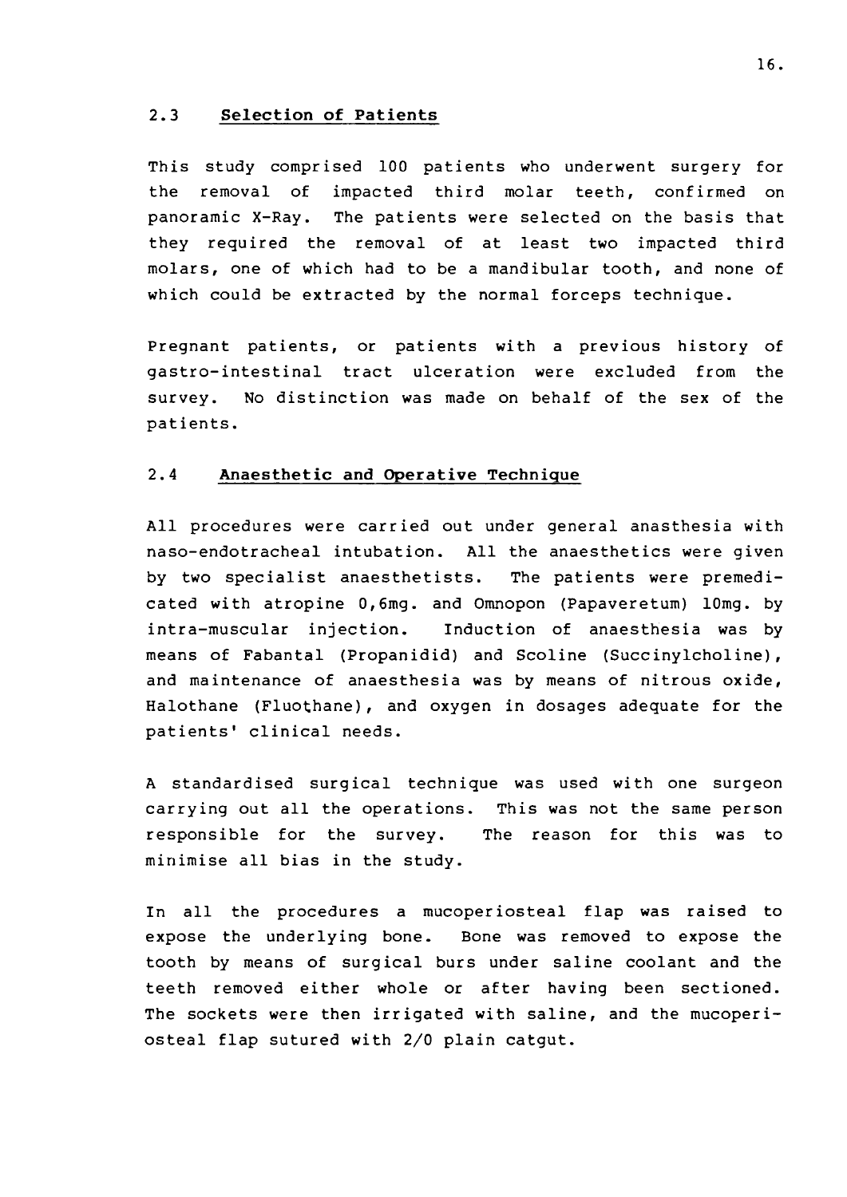## 2.3 Selection of Patients

This study comprised 100 patients who underwent surgery for the removal of impacted third molar teeth, confirmed on panoramic X-Ray. The patients were selected on the basis that they required the removal of at least two impacted third molars, one of which had to be a mandibular tooth, and none of which could be extracted by the normal forceps technique.

Pregnant patients, or patients with a previous history of gastro-intestinal tract ulceration were excluded from the survey. No distinction was made on behalf of the sex of the patients.

## 2.4 Anaesthetic and Operative Technique

All procedures were carried out under general anasthesia with naso-endotracheal intubation. All the anaesthetics were given by two specialist anaesthetists. The patients were premedicated with atropine 0,6mg. and Omnopon (Papaveretum) 10mg. by intra-muscular injection. Induction of anaesthesia was by means of Fabantal (Propanidid) and Scoline (Succinylcholine), and maintenance of anaesthesia was by means of nitrous oxide, Halothane (Fluothane), and oxygen in dosages adequate for the patients' clinical needs.

A standardised surgical technique was used with one surgeon carrying out all the operations. This was not the same person responsible for the survey. The reason for this was to minimise all bias in the study.

In all the procedures a mucoperiosteal flap was raised to expose the underlying bone. Bone was removed to expose the tooth by means of surgical burs under saline coolant and the teeth removed either whole or after having been sectioned. The sockets were then irrigated with saline, and the mucoperiosteal flap sutured with 2/0 plain catgut.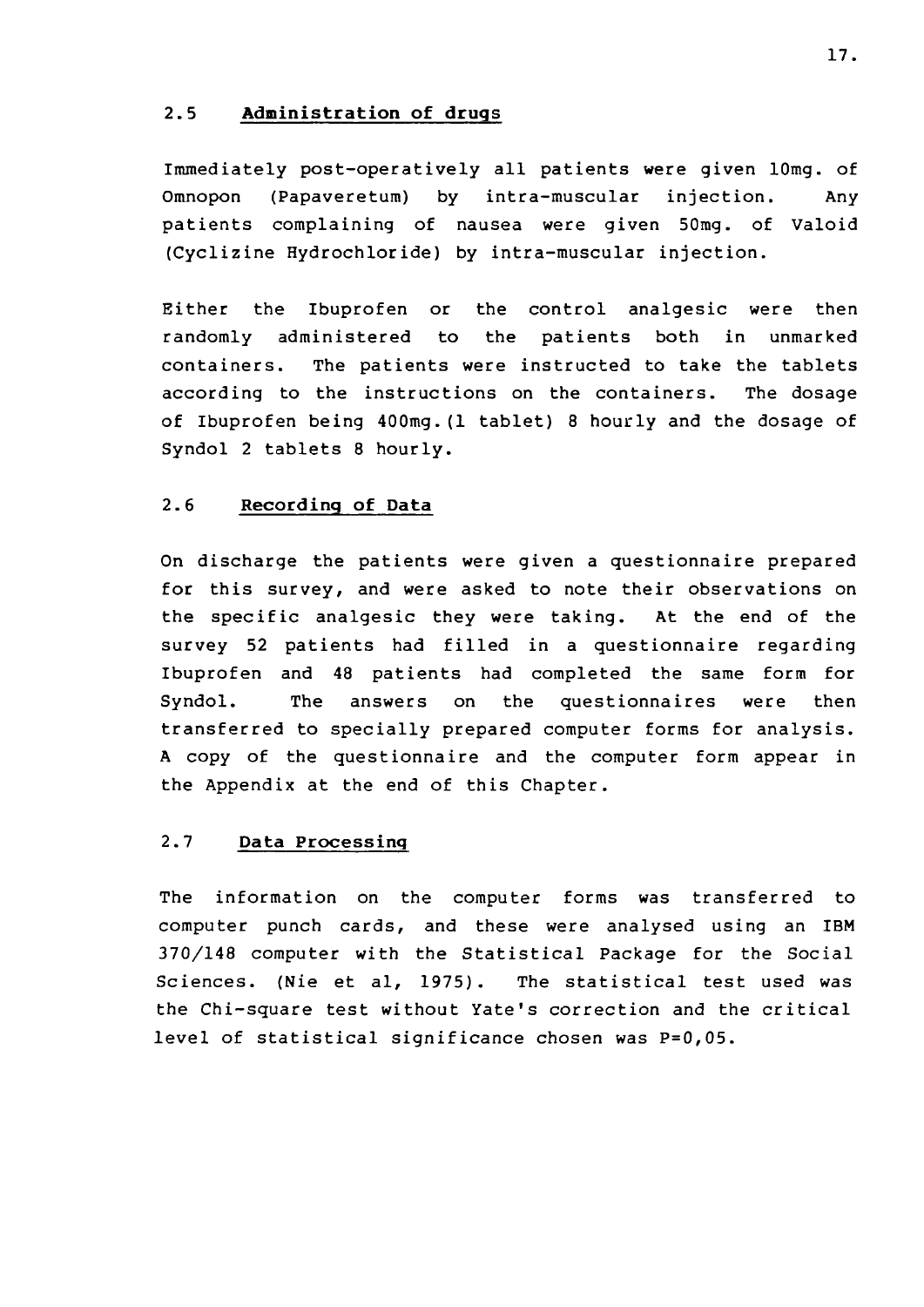## 2.5 Administration of drugs

Immediately post-operatively all patients were given 10mg. of Omnopon (Papaveretum) by intra-muscular injection. Any patients complaining of nausea were given 50mg. of Valoid (Cyclizine Hydrochloride) by intra-muscular injection.

Either the Ibuprofen or the control analgesic were then randomly administered to the patients both in unmarked containers. The patients were instructed to take the tablets according to the instructions on the containers. The dosage of Ibuprofen being 400mg.(1 tablet) 8 hourly and the dosage of Syndol 2 tablets 8 hourly.

## 2.6 Recording of Data

On discharge the patients were given a questionnaire prepared for this survey, and were asked to note their observations on the specific analgesic they were taking. At the end of the survey 52 patients had filled in a questionnaire regarding Ibuprofen and 48 patients had completed the same form for Syndol. The answers on the questionnaires were then transferred to specially prepared computer forms for analysis. A copy of the questionnaire and the computer form appear in the Appendix at the end of this Chapter.

## 2.7 Data Processing

The information on the computer forms was transferred to computer punch cards, and these were analysed using an IBM 370/148 computer with the Statistical Package for the Social Sciences. (Nie et al, 1975). The statistical test used was the Chi-square test without Yate's correction and the critical level of statistical significance chosen was P=0,05.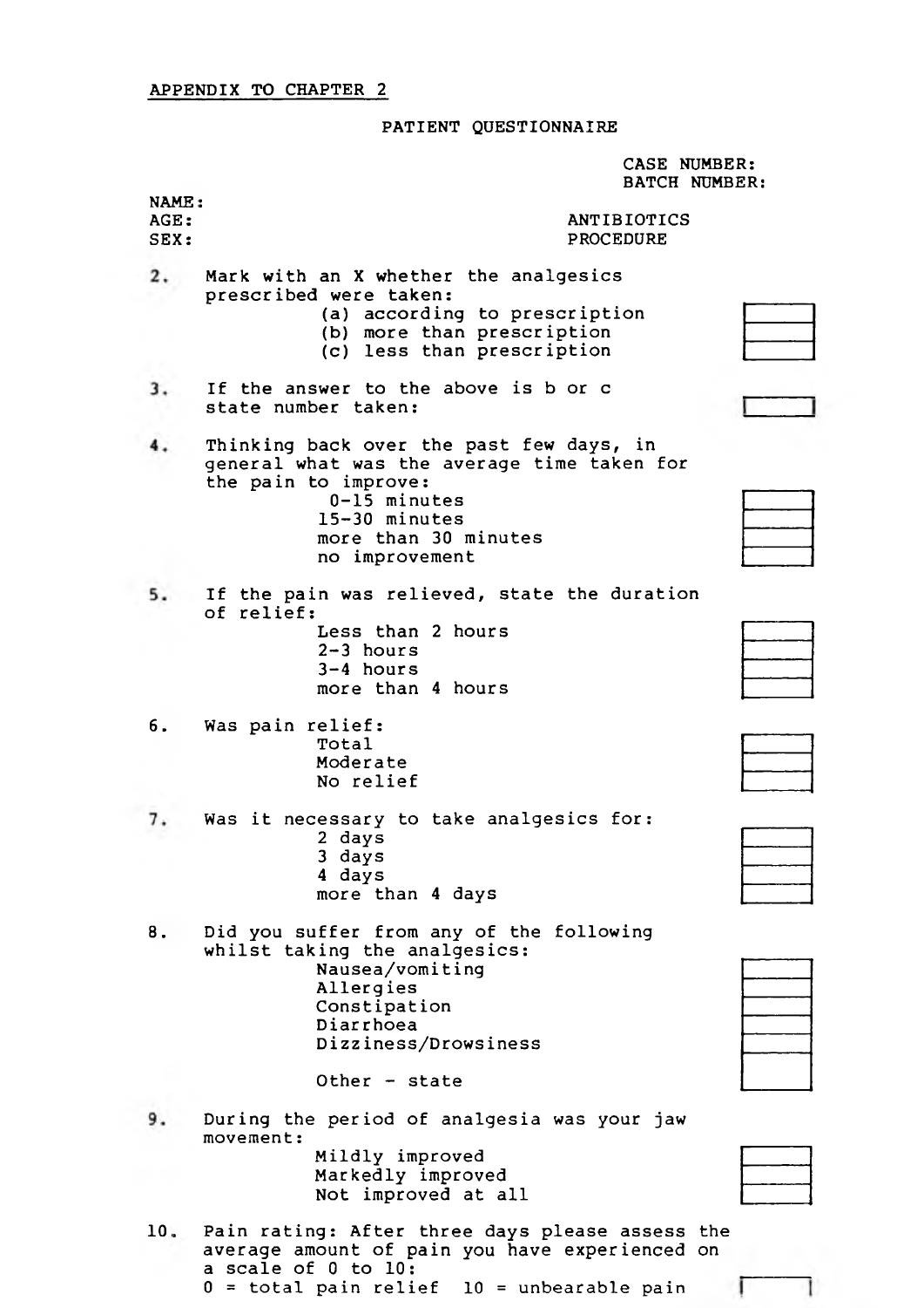APPENDIX TO CHAPTER 2

## PATIENT QUESTIONNAIRE

CASE NUMBER:
BATCH NUMBER:

NAME:
AGE:
SEX:

ANTIBIOTICS
PROCEDURE

2. Mark with an X whether the analgesics prescribed were taken:
   - (a) according to prescription
   - (b) more than prescription
   - (c) less than prescription

3. If the answer to the above is b or c state number taken:

4. Thinking back over the past few days, in general what was the average time taken for the pain to improve:
   - 0-15 minutes
   - 15-30 minutes
   - more than 30 minutes
   - no improvement

5. If the pain was relieved, state the duration of relief:
   - Less than 2 hours
   - 2-3 hours
   - 3-4 hours
   - more than 4 hours

6. Was pain relief:
   - Total
   - Moderate
   - No relief

7. Was it necessary to take analgesics for:
   - 2 days
   - 3 days
   - 4 days
   - more than 4 days

8. Did you suffer from any of the following whilst taking the analgesics:
   - Nausea/vomiting
   - Allergies
   - Constipation
   - Diarrhoea
   - Dizziness/Drowsiness
   - Other - state

9. During the period of analgesia was your jaw movement:
   - Mildly improved
   - Markedly improved
   - Not improved at all

10. Pain rating: After three days please assess the average amount of pain you have experienced on a scale of 0 to 10:
    0 = total pain relief  10 = unbearable pain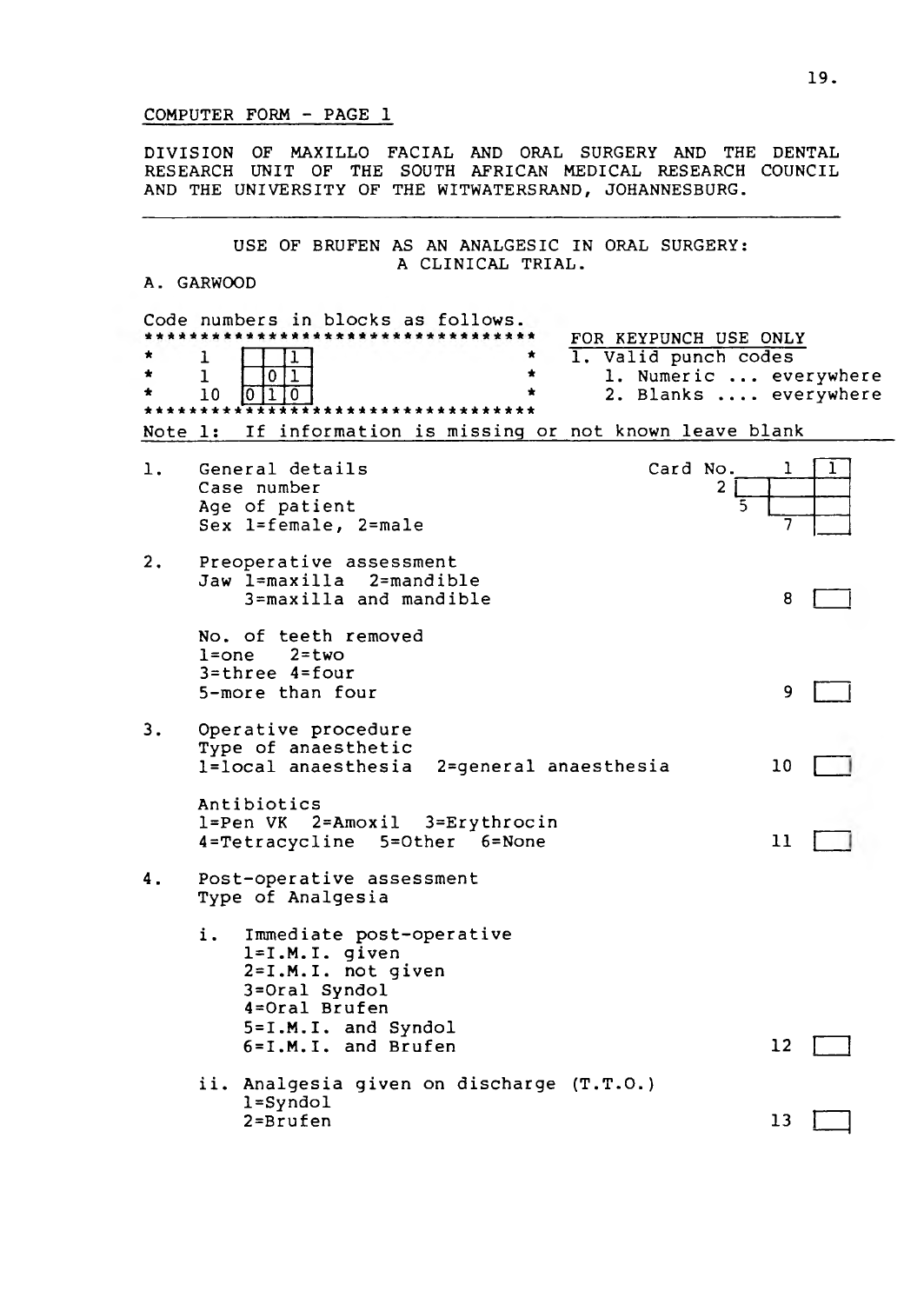COMPUTER FORM - PAGE 1

DIVISION OF MAXILLO FACIAL AND ORAL SURGERY AND THE DENTAL RESEARCH UNIT OF THE SOUTH AFRICAN MEDICAL RESEARCH COUNCIL AND THE UNIVERSITY OF THE WITWATERSRAND, JOHANNESBURG.

---

USE OF BRUFEN AS AN ANALGESIC IN ORAL SURGERY: A CLINICAL TRIAL.

A. GARWOOD

Code numbers in blocks as follows.

```
************************************
*   1    [ | | 1 ]                 *
*   1    [ | 0 | 1 ]               *
*   10   [ 0 | 1 | 0 ]             *
************************************
```

FOR KEYPUNCH USE ONLY
1. Valid punch codes
   1. Numeric ... everywhere
   2. Blanks .... everywhere

Note 1: If information is missing or not known leave blank

1. General details — Card No. 1 [ 1 ]
   - Case number — 2 [ ]
   - Age of patient — 5 [ ]
   - Sex 1=female, 2=male — 7 [ ]

2. Preoperative assessment
   - Jaw 1=maxilla 2=mandible 3=maxilla and mandible — 8 [ ]
   - No. of teeth removed 1=one 2=two 3=three 4=four 5-more than four — 9 [ ]

3. Operative procedure
   - Type of anaesthetic 1=local anaesthesia 2=general anaesthesia — 10 [ ]
   - Antibiotics 1=Pen VK 2=Amoxil 3=Erythrocin 4=Tetracycline 5=Other 6=None — 11 [ ]

4. Post-operative assessment
   Type of Analgesia

   i. Immediate post-operative
      1=I.M.I. given
      2=I.M.I. not given
      3=Oral Syndol
      4=Oral Brufen
      5=I.M.I. and Syndol
      6=I.M.I. and Brufen — 12 [ ]

   ii. Analgesia given on discharge (T.T.O.)
      1=Syndol
      2=Brufen — 13 [ ]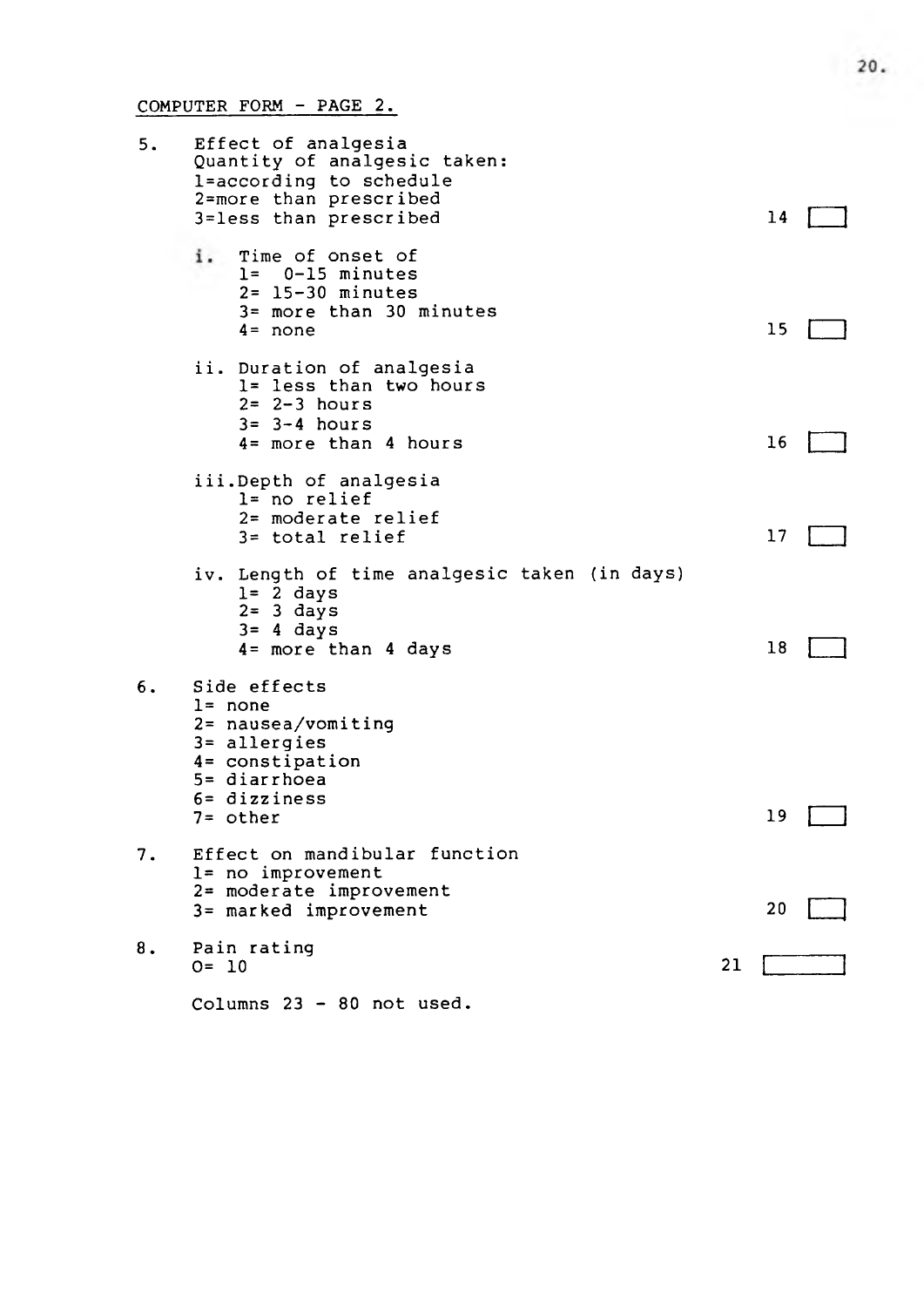COMPUTER FORM - PAGE 2.

5. Effect of analgesia
   Quantity of analgesic taken:
   1=according to schedule
   2=more than prescribed
   3=less than prescribed — 14 [ ]

   i. Time of onset of
      1= 0-15 minutes
      2= 15-30 minutes
      3= more than 30 minutes
      4= none — 15 [ ]

   ii. Duration of analgesia
      1= less than two hours
      2= 2-3 hours
      3= 3-4 hours
      4= more than 4 hours — 16 [ ]

   iii. Depth of analgesia
      1= no relief
      2= moderate relief
      3= total relief — 17 [ ]

   iv. Length of time analgesic taken (in days)
      1= 2 days
      2= 3 days
      3= 4 days
      4= more than 4 days — 18 [ ]

6. Side effects
   1= none
   2= nausea/vomiting
   3= allergies
   4= constipation
   5= diarrhoea
   6= dizziness
   7= other — 19 [ ]

7. Effect on mandibular function
   1= no improvement
   2= moderate improvement
   3= marked improvement — 20 [ ]

8. Pain rating
   0= 10 — 21 [ ]

   Columns 23 - 80 not used.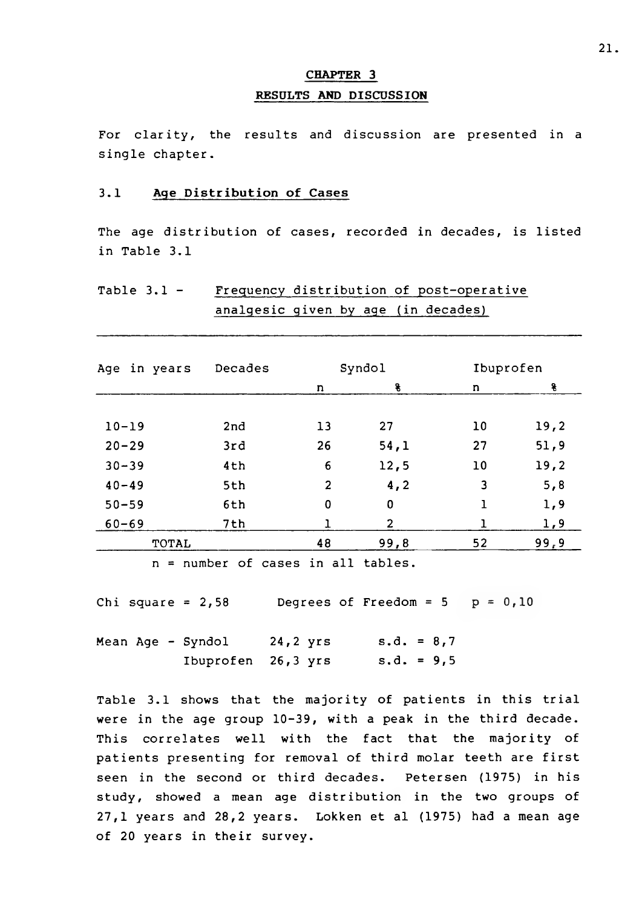# CHAPTER 3

## RESULTS AND DISCUSSION

For clarity, the results and discussion are presented in a single chapter.

### 3.1 Age Distribution of Cases

The age distribution of cases, recorded in decades, is listed in Table 3.1

Table 3.1 - Frequency distribution of post-operative analgesic given by age (in decades)

| Age in years | Decades | Syndol | | Ibuprofen | |
|---|---|---|---|---|---|
| | | n | % | n | % |
| 10-19 | 2nd | 13 | 27 | 10 | 19,2 |
| 20-29 | 3rd | 26 | 54,1 | 27 | 51,9 |
| 30-39 | 4th | 6 | 12,5 | 10 | 19,2 |
| 40-49 | 5th | 2 | 4,2 | 3 | 5,8 |
| 50-59 | 6th | 0 | 0 | 1 | 1,9 |
| 60-69 | 7th | 1 | 2 | 1 | 1,9 |
| TOTAL | | 48 | 99,8 | 52 | 99,9 |

n = number of cases in all tables.

Chi square = 2,58 Degrees of Freedom = 5 p = 0,10

Mean Age - Syndol 24,2 yrs s.d. = 8,7
Ibuprofen 26,3 yrs s.d. = 9,5

Table 3.1 shows that the majority of patients in this trial were in the age group 10-39, with a peak in the third decade. This correlates well with the fact that the majority of patients presenting for removal of third molar teeth are first seen in the second or third decades. Petersen (1975) in his study, showed a mean age distribution in the two groups of 27,1 years and 28,2 years. Lokken et al (1975) had a mean age of 20 years in their survey.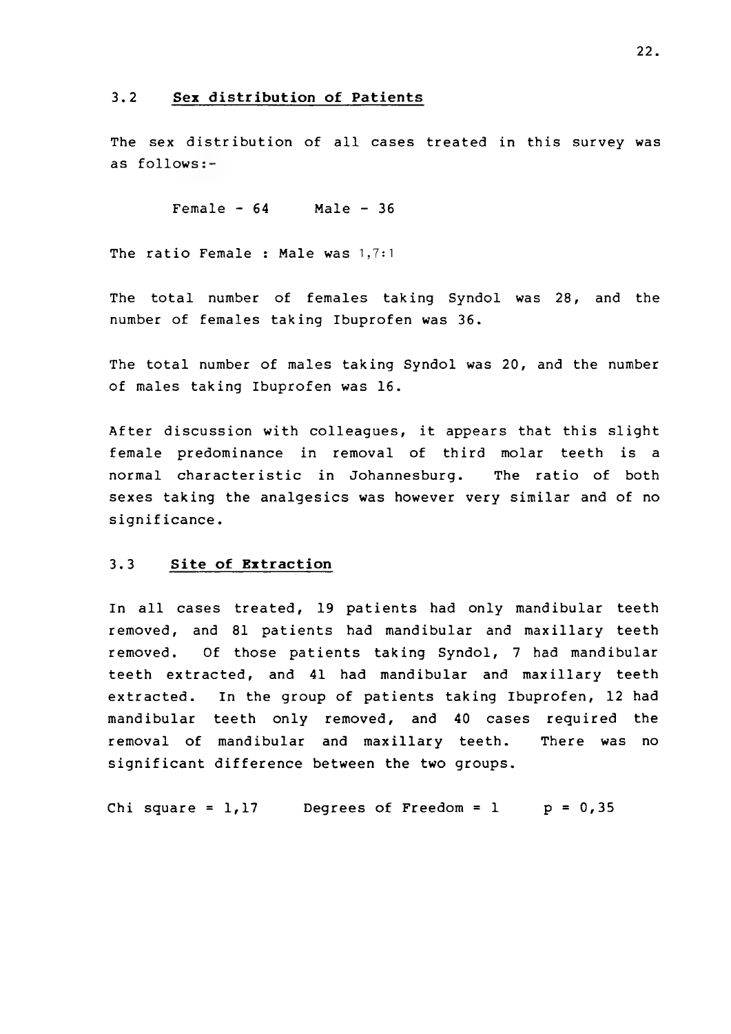## 3.2 **Sex distribution of Patients**

The sex distribution of all cases treated in this survey was as follows:-

Female - 64 Male - 36

The ratio Female : Male was 1,7:1

The total number of females taking Syndol was 28, and the number of females taking Ibuprofen was 36.

The total number of males taking Syndol was 20, and the number of males taking Ibuprofen was 16.

After discussion with colleagues, it appears that this slight female predominance in removal of third molar teeth is a normal characteristic in Johannesburg. The ratio of both sexes taking the analgesics was however very similar and of no significance.

## 3.3 **Site of Extraction**

In all cases treated, 19 patients had only mandibular teeth removed, and 81 patients had mandibular and maxillary teeth removed. Of those patients taking Syndol, 7 had mandibular teeth extracted, and 41 had mandibular and maxillary teeth extracted. In the group of patients taking Ibuprofen, 12 had mandibular teeth only removed, and 40 cases required the removal of mandibular and maxillary teeth. There was no significant difference between the two groups.

Chi square = 1,17 Degrees of Freedom = 1 p = 0,35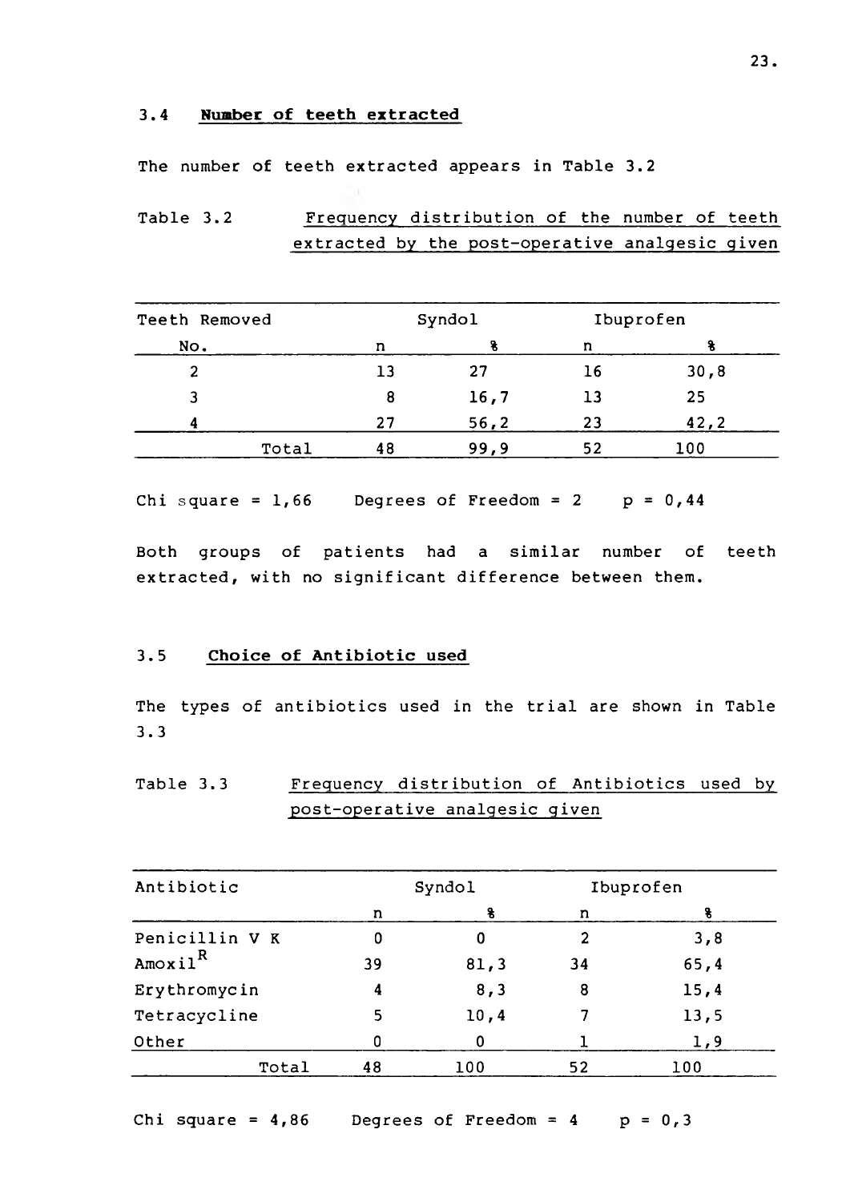## 3.4 Number of teeth extracted

The number of teeth extracted appears in Table 3.2

Table 3.2 Frequency distribution of the number of teeth extracted by the post-operative analgesic given

| Teeth Removed | Syndol | | Ibuprofen | |
|---|---|---|---|---|
| No. | n | % | n | % |
| 2 | 13 | 27 | 16 | 30,8 |
| 3 | 8 | 16,7 | 13 | 25 |
| 4 | 27 | 56,2 | 23 | 42,2 |
| Total | 48 | 99,9 | 52 | 100 |

Chi square = 1,66 Degrees of Freedom = 2 p = 0,44

Both groups of patients had a similar number of teeth extracted, with no significant difference between them.

## 3.5 Choice of Antibiotic used

The types of antibiotics used in the trial are shown in Table 3.3

Table 3.3 Frequency distribution of Antibiotics used by post-operative analgesic given

| Antibiotic | Syndol | | Ibuprofen | |
|---|---|---|---|---|
| | n | % | n | % |
| Penicillin V K | 0 | 0 | 2 | 3,8 |
| Amoxil[R] | 39 | 81,3 | 34 | 65,4 |
| Erythromycin | 4 | 8,3 | 8 | 15,4 |
| Tetracycline | 5 | 10,4 | 7 | 13,5 |
| Other | 0 | 0 | 1 | 1,9 |
| Total | 48 | 100 | 52 | 100 |

Chi square = 4,86 Degrees of Freedom = 4 p = 0,3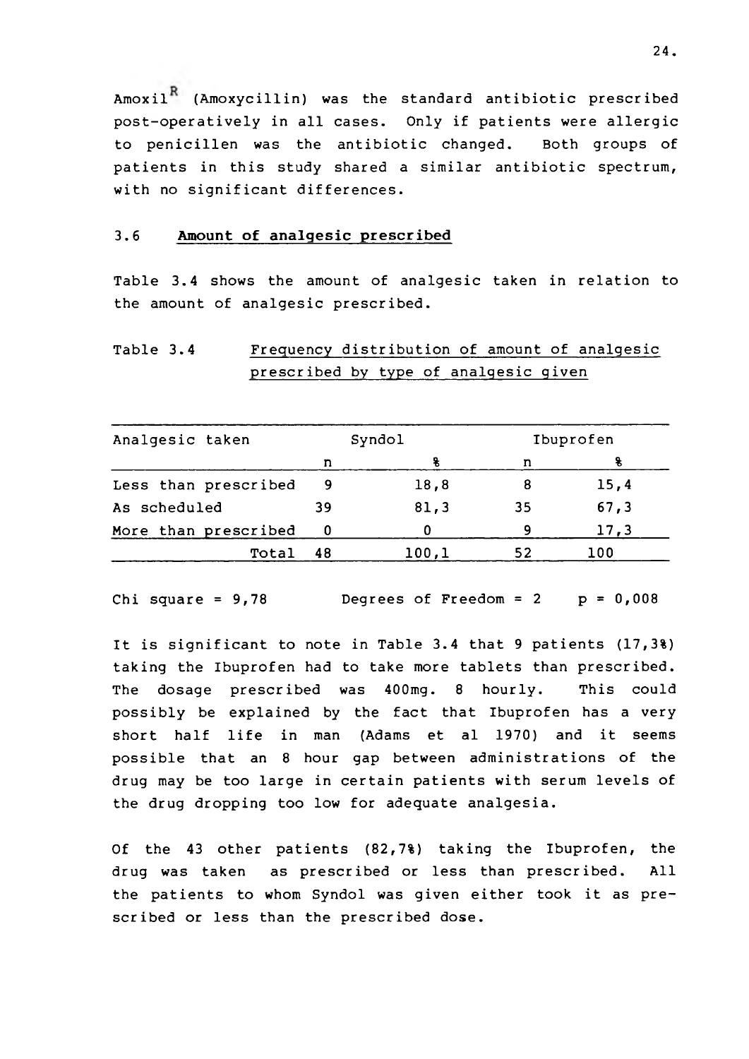Amoxil[R] (Amoxycillin) was the standard antibiotic prescribed post-operatively in all cases. Only if patients were allergic to penicillen was the antibiotic changed. Both groups of patients in this study shared a similar antibiotic spectrum, with no significant differences.

### 3.6 **Amount of analgesic prescribed**

Table 3.4 shows the amount of analgesic taken in relation to the amount of analgesic prescribed.

Table 3.4 Frequency distribution of amount of analgesic prescribed by type of analgesic given

| Analgesic taken | Syndol | | Ibuprofen | |
|---|---|---|---|---|
| | n | % | n | % |
| Less than prescribed | 9 | 18,8 | 8 | 15,4 |
| As scheduled | 39 | 81,3 | 35 | 67,3 |
| More than prescribed | 0 | 0 | 9 | 17,3 |
| Total | 48 | 100,1 | 52 | 100 |

Chi square = 9,78 Degrees of Freedom = 2 p = 0,008

It is significant to note in Table 3.4 that 9 patients (17,3%) taking the Ibuprofen had to take more tablets than prescribed. The dosage prescribed was 400mg. 8 hourly. This could possibly be explained by the fact that Ibuprofen has a very short half life in man (Adams et al 1970) and it seems possible that an 8 hour gap between administrations of the drug may be too large in certain patients with serum levels of the drug dropping too low for adequate analgesia.

Of the 43 other patients (82,7%) taking the Ibuprofen, the drug was taken as prescribed or less than prescribed. All the patients to whom Syndol was given either took it as prescribed or less than the prescribed dose.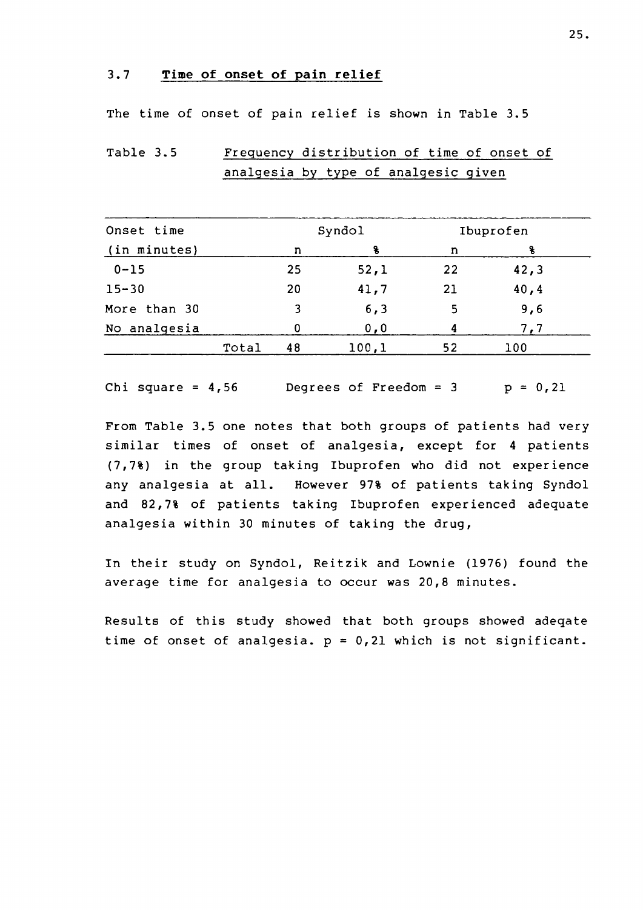### 3.7 **Time of onset of pain relief**

The time of onset of pain relief is shown in Table 3.5

Table 3.5 Frequency distribution of time of onset of analgesia by type of analgesic given

| Onset time (in minutes) | | Syndol | | Ibuprofen | |
|---|---|---|---|---|---|
| | | n | % | n | % |
| 0-15 | | 25 | 52,1 | 22 | 42,3 |
| 15-30 | | 20 | 41,7 | 21 | 40,4 |
| More than 30 | | 3 | 6,3 | 5 | 9,6 |
| No analgesia | | 0 | 0,0 | 4 | 7,7 |
| | Total | 48 | 100,1 | 52 | 100 |

Chi square = 4,56 Degrees of Freedom = 3 p = 0,21

From Table 3.5 one notes that both groups of patients had very similar times of onset of analgesia, except for 4 patients (7,7%) in the group taking Ibuprofen who did not experience any analgesia at all. However 97% of patients taking Syndol and 82,7% of patients taking Ibuprofen experienced adequate analgesia within 30 minutes of taking the drug,

In their study on Syndol, Reitzik and Lownie (1976) found the average time for analgesia to occur was 20,8 minutes.

Results of this study showed that both groups showed adeqate time of onset of analgesia. p = 0,21 which is not significant.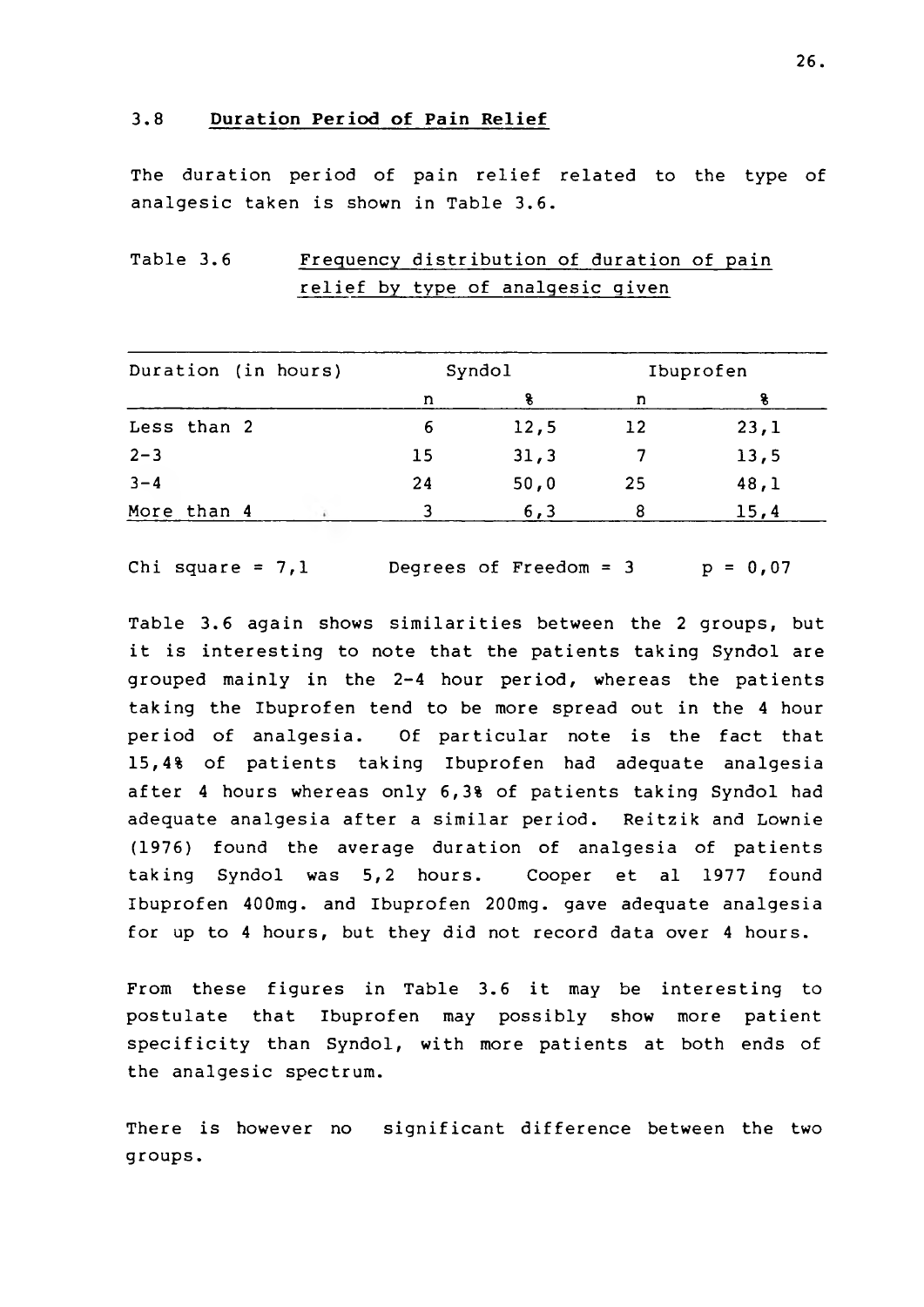### 3.8 **Duration Period of Pain Relief**

The duration period of pain relief related to the type of analgesic taken is shown in Table 3.6.

Table 3.6 Frequency distribution of duration of pain relief by type of analgesic given

| Duration (in hours) | Syndol | | Ibuprofen | |
|---|---|---|---|---|
| | n | % | n | % |
| Less than 2 | 6 | 12,5 | 12 | 23,1 |
| 2-3 | 15 | 31,3 | 7 | 13,5 |
| 3-4 | 24 | 50,0 | 25 | 48,1 |
| More than 4 | 3 | 6,3 | 8 | 15,4 |

Chi square = 7,1 Degrees of Freedom = 3 p = 0,07

Table 3.6 again shows similarities between the 2 groups, but it is interesting to note that the patients taking Syndol are grouped mainly in the 2-4 hour period, whereas the patients taking the Ibuprofen tend to be more spread out in the 4 hour period of analgesia. Of particular note is the fact that 15,4% of patients taking Ibuprofen had adequate analgesia after 4 hours whereas only 6,3% of patients taking Syndol had adequate analgesia after a similar period. Reitzik and Lownie (1976) found the average duration of analgesia of patients taking Syndol was 5,2 hours. Cooper et al 1977 found Ibuprofen 400mg. and Ibuprofen 200mg. gave adequate analgesia for up to 4 hours, but they did not record data over 4 hours.

From these figures in Table 3.6 it may be interesting to postulate that Ibuprofen may possibly show more patient specificity than Syndol, with more patients at both ends of the analgesic spectrum.

There is however no significant difference between the two groups.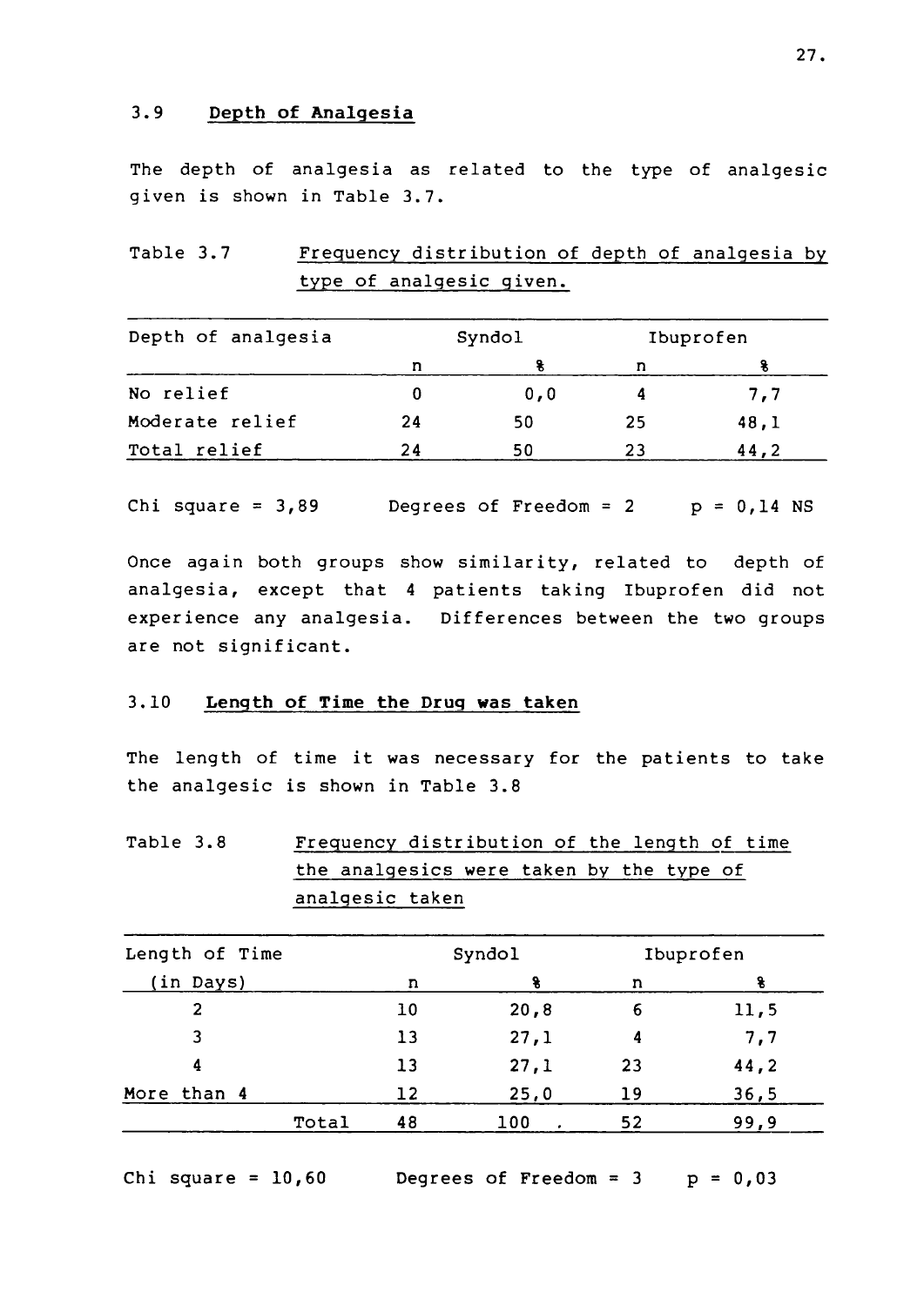## 3.9 **Depth of Analgesia**

The depth of analgesia as related to the type of analgesic given is shown in Table 3.7.

Table 3.7 Frequency distribution of depth of analgesia by type of analgesic given.

| Depth of analgesia | Syndol | | Ibuprofen | |
|---|---|---|---|---|
| | n | % | n | % |
| No relief | 0 | 0,0 | 4 | 7,7 |
| Moderate relief | 24 | 50 | 25 | 48,1 |
| Total relief | 24 | 50 | 23 | 44,2 |

Chi square = 3,89 Degrees of Freedom = 2 p = 0,14 NS

Once again both groups show similarity, related to depth of analgesia, except that 4 patients taking Ibuprofen did not experience any analgesia. Differences between the two groups are not significant.

## 3.10 **Length of Time the Drug was taken**

The length of time it was necessary for the patients to take the analgesic is shown in Table 3.8

Table 3.8 Frequency distribution of the length of time the analgesics were taken by the type of analgesic taken

| Length of Time (in Days) | Syndol | | Ibuprofen | |
|---|---|---|---|---|
| | n | % | n | % |
| 2 | 10 | 20,8 | 6 | 11,5 |
| 3 | 13 | 27,1 | 4 | 7,7 |
| 4 | 13 | 27,1 | 23 | 44,2 |
| More than 4 | 12 | 25,0 | 19 | 36,5 |
| Total | 48 | 100 | 52 | 99,9 |

Chi square = 10,60 Degrees of Freedom = 3 p = 0,03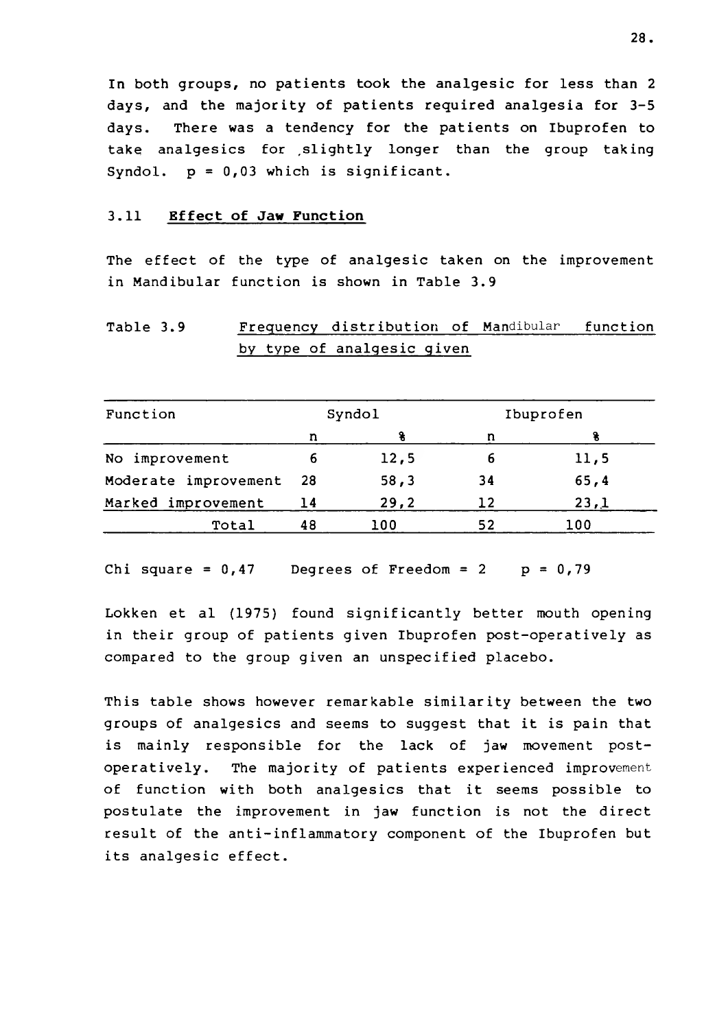In both groups, no patients took the analgesic for less than 2 days, and the majority of patients required analgesia for 3-5 days. There was a tendency for the patients on Ibuprofen to take analgesics for slightly longer than the group taking Syndol. p = 0,03 which is significant.

### 3.11 **Effect of Jaw Function**

The effect of the type of analgesic taken on the improvement in Mandibular function is shown in Table 3.9

Table 3.9 Frequency distribution of Mandibular function by type of analgesic given

| Function | Syndol | | Ibuprofen | |
|---|---|---|---|---|
| | n | % | n | % |
| No improvement | 6 | 12,5 | 6 | 11,5 |
| Moderate improvement | 28 | 58,3 | 34 | 65,4 |
| Marked improvement | 14 | 29,2 | 12 | 23,1 |
| Total | 48 | 100 | 52 | 100 |

Chi square = 0,47 Degrees of Freedom = 2 p = 0,79

Lokken et al (1975) found significantly better mouth opening in their group of patients given Ibuprofen post-operatively as compared to the group given an unspecified placebo.

This table shows however remarkable similarity between the two groups of analgesics and seems to suggest that it is pain that is mainly responsible for the lack of jaw movement post-operatively. The majority of patients experienced improvement of function with both analgesics that it seems possible to postulate the improvement in jaw function is not the direct result of the anti-inflammatory component of the Ibuprofen but its analgesic effect.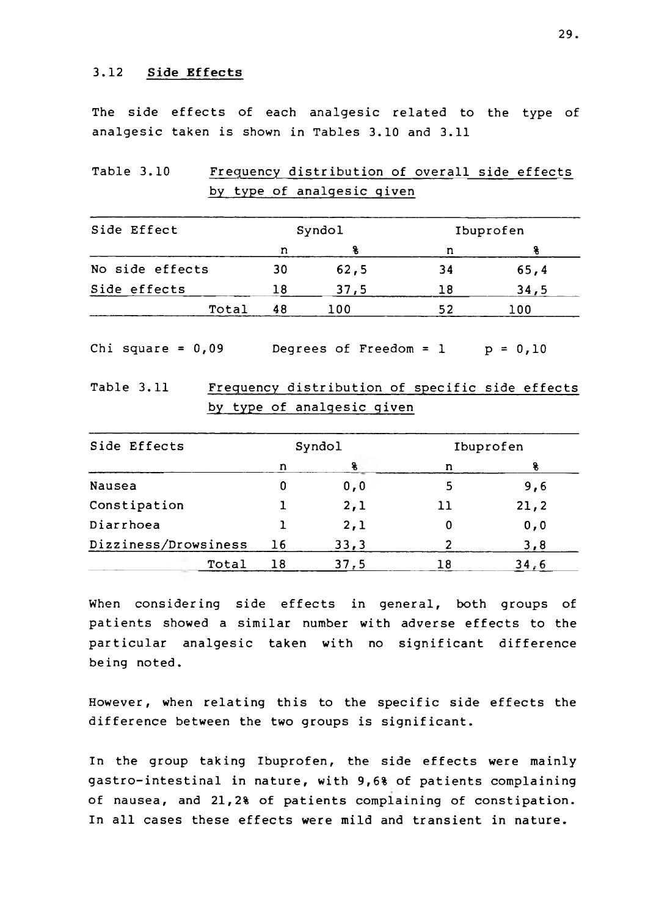### 3.12 **Side Effects**

The side effects of each analgesic related to the type of analgesic taken is shown in Tables 3.10 and 3.11

Table 3.10 Frequency distribution of overall side effects by type of analgesic given

| Side Effect | Syndol | | Ibuprofen | |
|---|---|---|---|---|
| | n | % | n | % |
| No side effects | 30 | 62,5 | 34 | 65,4 |
| Side effects | 18 | 37,5 | 18 | 34,5 |
| Total | 48 | 100 | 52 | 100 |

Chi square = 0,09 Degrees of Freedom = 1 p = 0,10

Table 3.11 Frequency distribution of specific side effects by type of analgesic given

| Side Effects | Syndol | | Ibuprofen | |
|---|---|---|---|---|
| | n | % | n | % |
| Nausea | 0 | 0,0 | 5 | 9,6 |
| Constipation | 1 | 2,1 | 11 | 21,2 |
| Diarrhoea | 1 | 2,1 | 0 | 0,0 |
| Dizziness/Drowsiness | 16 | 33,3 | 2 | 3,8 |
| Total | 18 | 37,5 | 18 | 34,6 |

When considering side effects in general, both groups of patients showed a similar number with adverse effects to the particular analgesic taken with no significant difference being noted.

However, when relating this to the specific side effects the difference between the two groups is significant.

In the group taking Ibuprofen, the side effects were mainly gastro-intestinal in nature, with 9,6% of patients complaining of nausea, and 21,2% of patients complaining of constipation. In all cases these effects were mild and transient in nature.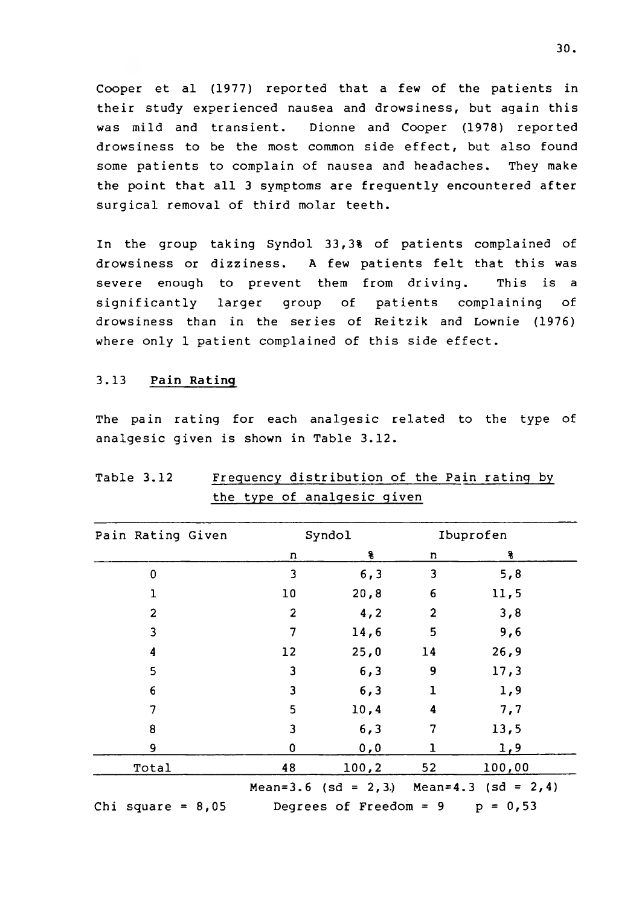Cooper et al (1977) reported that a few of the patients in their study experienced nausea and drowsiness, but again this was mild and transient. Dionne and Cooper (1978) reported drowsiness to be the most common side effect, but also found some patients to complain of nausea and headaches. They make the point that all 3 symptoms are frequently encountered after surgical removal of third molar teeth.

In the group taking Syndol 33,3% of patients complained of drowsiness or dizziness. A few patients felt that this was severe enough to prevent them from driving. This is a significantly larger group of patients complaining of drowsiness than in the series of Reitzik and Lownie (1976) where only 1 patient complained of this side effect.

### 3.13 **Pain Rating**

The pain rating for each analgesic related to the type of analgesic given is shown in Table 3.12.

Table 3.12 Frequency distribution of the Pain rating by the type of analgesic given

| Pain Rating Given | Syndol | | Ibuprofen | |
|---|---|---|---|---|
| | n | % | n | % |
| 0 | 3 | 6,3 | 3 | 5,8 |
| 1 | 10 | 20,8 | 6 | 11,5 |
| 2 | 2 | 4,2 | 2 | 3,8 |
| 3 | 7 | 14,6 | 5 | 9,6 |
| 4 | 12 | 25,0 | 14 | 26,9 |
| 5 | 3 | 6,3 | 9 | 17,3 |
| 6 | 3 | 6,3 | 1 | 1,9 |
| 7 | 5 | 10,4 | 4 | 7,7 |
| 8 | 3 | 6,3 | 7 | 13,5 |
| 9 | 0 | 0,0 | 1 | 1,9 |
| Total | 48 | 100,2 | 52 | 100,00 |
| | Mean=3.6 (sd = 2,3) | | Mean=4.3 (sd = 2,4) | |

Chi square = 8,05 Degrees of Freedom = 9 p = 0,53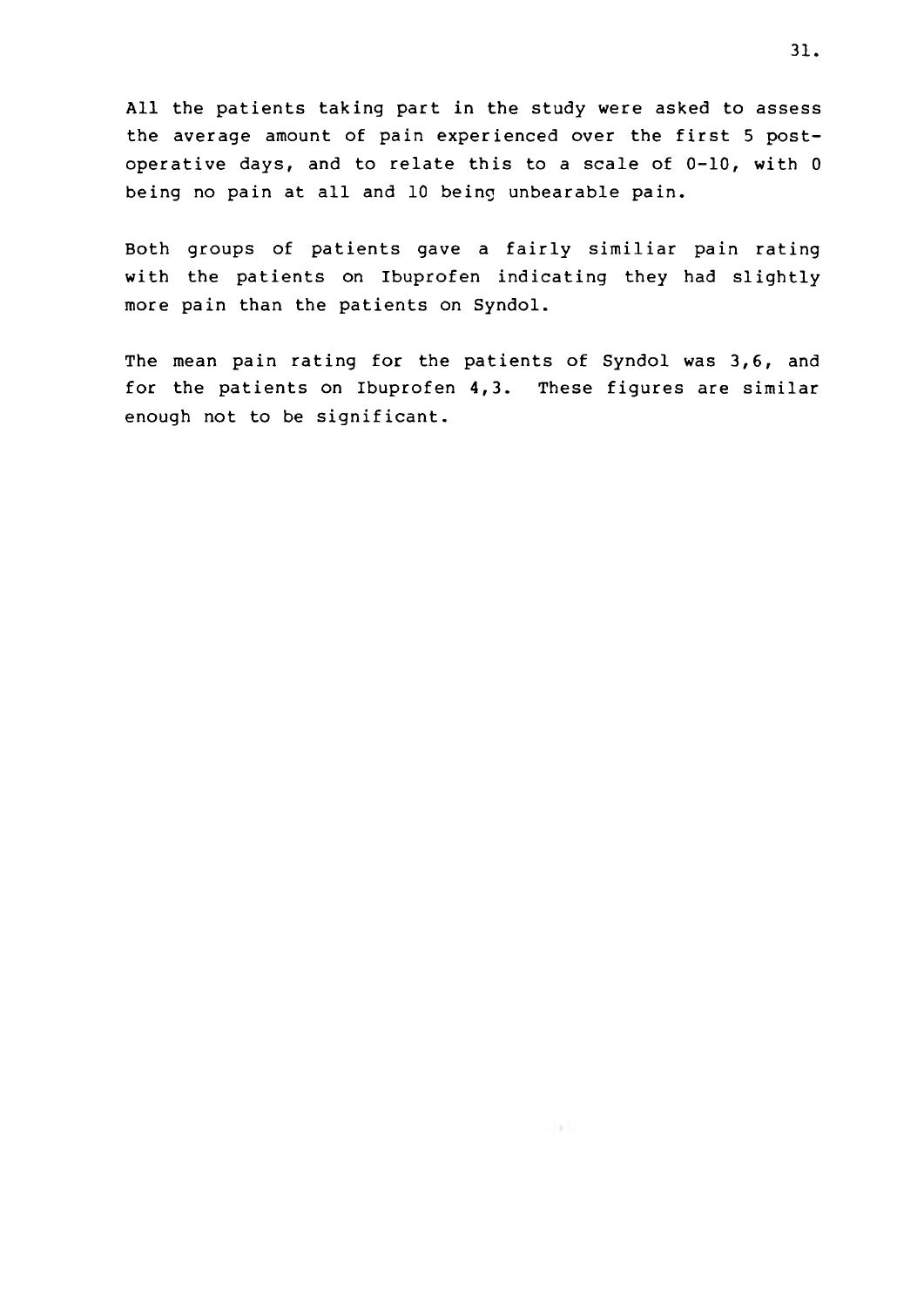All the patients taking part in the study were asked to assess the average amount of pain experienced over the first 5 post-operative days, and to relate this to a scale of 0-10, with 0 being no pain at all and 10 being unbearable pain.

Both groups of patients gave a fairly similiar pain rating with the patients on Ibuprofen indicating they had slightly more pain than the patients on Syndol.

The mean pain rating for the patients of Syndol was 3,6, and for the patients on Ibuprofen 4,3. These figures are similar enough not to be significant.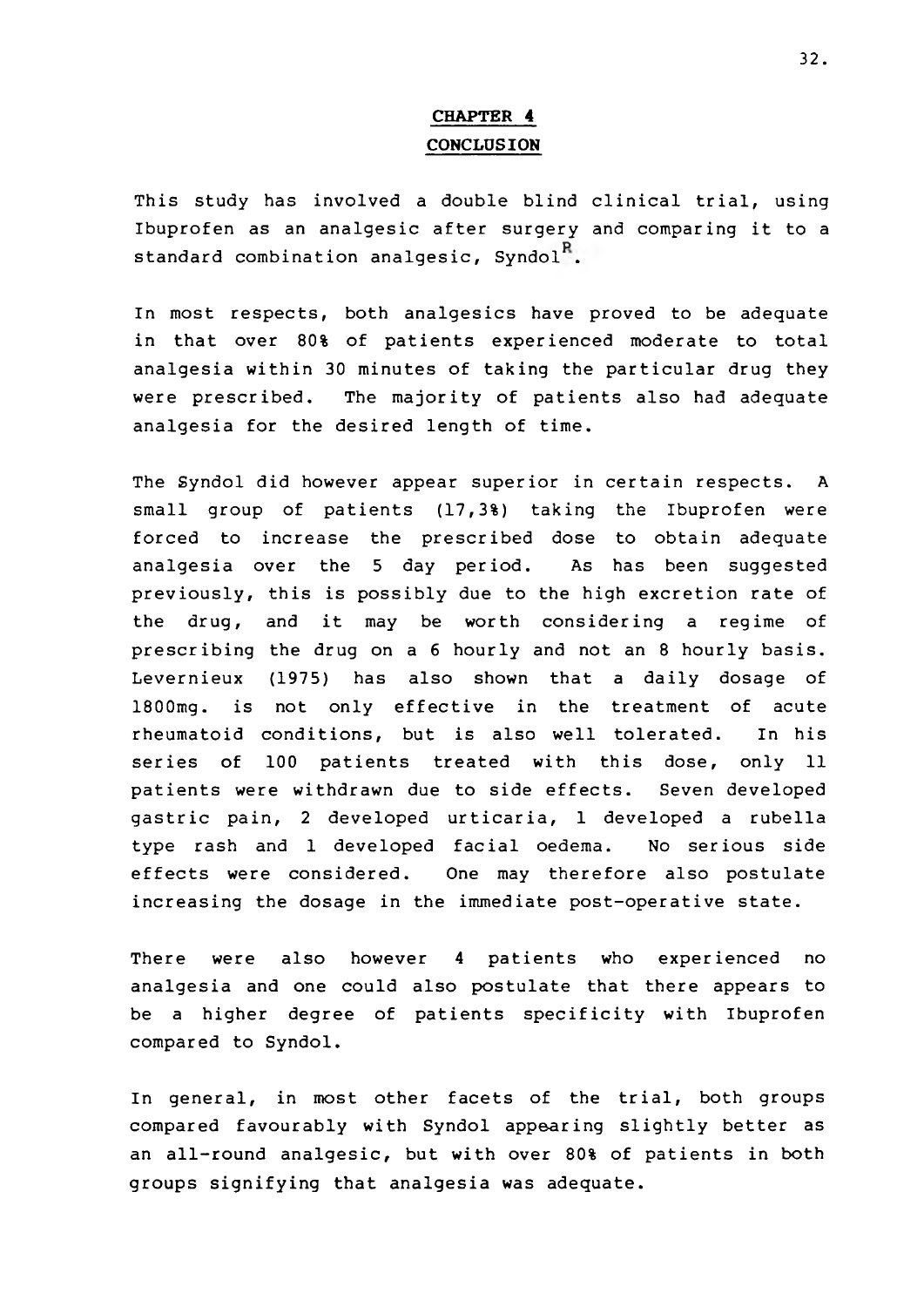# CHAPTER 4

## CONCLUSION

This study has involved a double blind clinical trial, using Ibuprofen as an analgesic after surgery and comparing it to a standard combination analgesic, Syndol$^{R}$.

In most respects, both analgesics have proved to be adequate in that over 80% of patients experienced moderate to total analgesia within 30 minutes of taking the particular drug they were prescribed. The majority of patients also had adequate analgesia for the desired length of time.

The Syndol did however appear superior in certain respects. A small group of patients (17,3%) taking the Ibuprofen were forced to increase the prescribed dose to obtain adequate analgesia over the 5 day period. As has been suggested previously, this is possibly due to the high excretion rate of the drug, and it may be worth considering a regime of prescribing the drug on a 6 hourly and not an 8 hourly basis. Levernieux (1975) has also shown that a daily dosage of 1800mg. is not only effective in the treatment of acute rheumatoid conditions, but is also well tolerated. In his series of 100 patients treated with this dose, only 11 patients were withdrawn due to side effects. Seven developed gastric pain, 2 developed urticaria, 1 developed a rubella type rash and 1 developed facial oedema. No serious side effects were considered. One may therefore also postulate increasing the dosage in the immediate post-operative state.

There were also however 4 patients who experienced no analgesia and one could also postulate that there appears to be a higher degree of patients specificity with Ibuprofen compared to Syndol.

In general, in most other facets of the trial, both groups compared favourably with Syndol appearing slightly better as an all-round analgesic, but with over 80% of patients in both groups signifying that analgesia was adequate.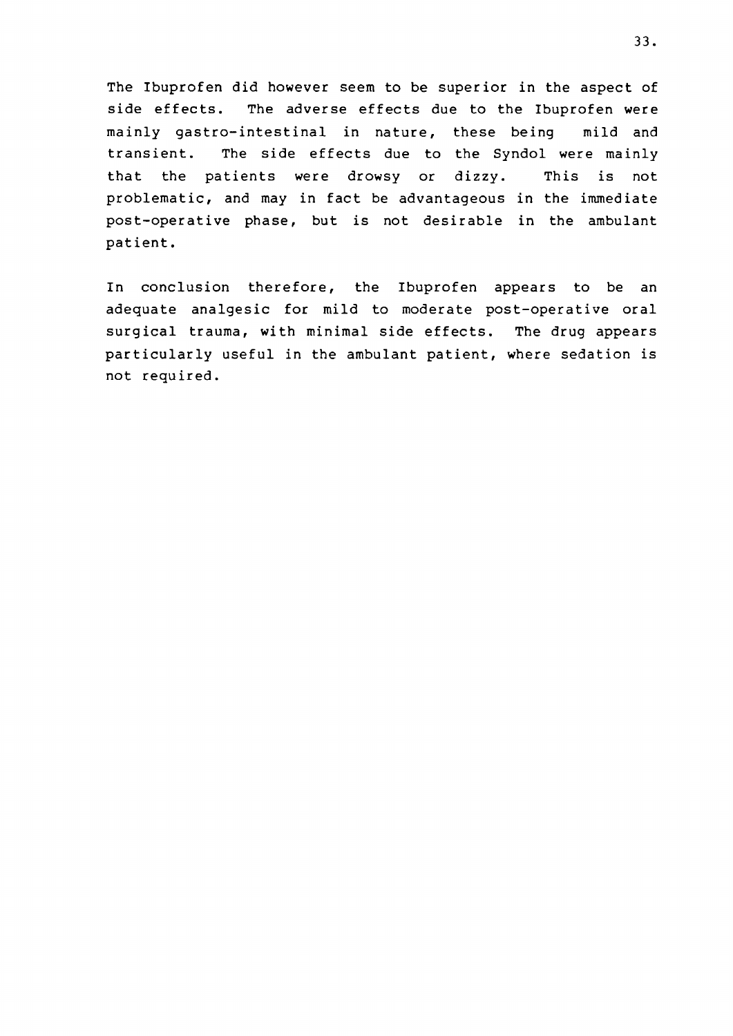The Ibuprofen did however seem to be superior in the aspect of side effects. The adverse effects due to the Ibuprofen were mainly gastro-intestinal in nature, these being mild and transient. The side effects due to the Syndol were mainly that the patients were drowsy or dizzy. This is not problematic, and may in fact be advantageous in the immediate post-operative phase, but is not desirable in the ambulant patient.

In conclusion therefore, the Ibuprofen appears to be an adequate analgesic for mild to moderate post-operative oral surgical trauma, with minimal side effects. The drug appears particularly useful in the ambulant patient, where sedation is not required.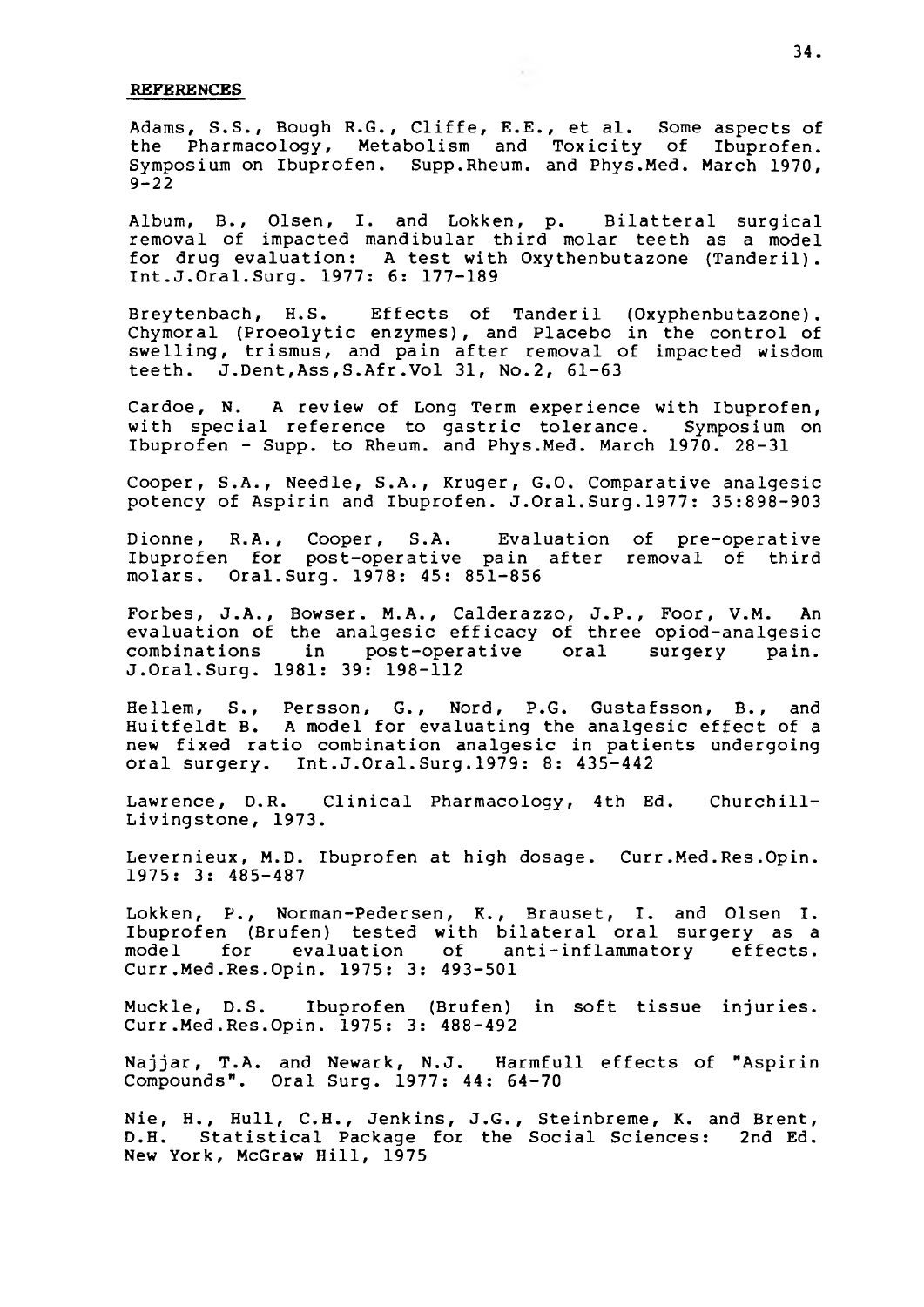**REFERENCES**

Adams, S.S., Bough R.G., Cliffe, E.E., et al. Some aspects of the Pharmacology, Metabolism and Toxicity of Ibuprofen. Symposium on Ibuprofen. Supp.Rheum. and Phys.Med. March 1970, 9-22

Album, B., Olsen, I. and Lokken, p. Bilatteral surgical removal of impacted mandibular third molar teeth as a model for drug evaluation: A test with Oxythenbutazone (Tanderil). Int.J.Oral.Surg. 1977: 6: 177-189

Breytenbach, H.S. Effects of Tanderil (Oxyphenbutazone). Chymoral (Proeolytic enzymes), and Placebo in the control of swelling, trismus, and pain after removal of impacted wisdom teeth. J.Dent,Ass,S.Afr.Vol 31, No.2, 61-63

Cardoe, N. A review of Long Term experience with Ibuprofen, with special reference to gastric tolerance. Symposium on Ibuprofen - Supp. to Rheum. and Phys.Med. March 1970. 28-31

Cooper, S.A., Needle, S.A., Kruger, G.O. Comparative analgesic potency of Aspirin and Ibuprofen. J.Oral.Surg.1977: 35:898-903

Dionne, R.A., Cooper, S.A. Evaluation of pre-operative Ibuprofen for post-operative pain after removal of third molars. Oral.Surg. 1978: 45: 851-856

Forbes, J.A., Bowser. M.A., Calderazzo, J.P., Foor, V.M. An evaluation of the analgesic efficacy of three opiod-analgesic combinations in post-operative oral surgery pain. J.Oral.Surg. 1981: 39: 198-112

Hellem, S., Persson, G., Nord, P.G. Gustafsson, B., and Huitfeldt B. A model for evaluating the analgesic effect of a new fixed ratio combination analgesic in patients undergoing oral surgery. Int.J.Oral.Surg.1979: 8: 435-442

Lawrence, D.R. Clinical Pharmacology, 4th Ed. Churchill-Livingstone, 1973.

Levernieux, M.D. Ibuprofen at high dosage. Curr.Med.Res.Opin. 1975: 3: 485-487

Lokken, P., Norman-Pedersen, K., Brauset, I. and Olsen I. Ibuprofen (Brufen) tested with bilateral oral surgery as a model for evaluation of anti-inflammatory effects. Curr.Med.Res.Opin. 1975: 3: 493-501

Muckle, D.S. Ibuprofen (Brufen) in soft tissue injuries. Curr.Med.Res.Opin. 1975: 3: 488-492

Najjar, T.A. and Newark, N.J. Harmfull effects of "Aspirin Compounds". Oral Surg. 1977: 44: 64-70

Nie, H., Hull, C.H., Jenkins, J.G., Steinbreme, K. and Brent, D.H. Statistical Package for the Social Sciences: 2nd Ed. New York, McGraw Hill, 1975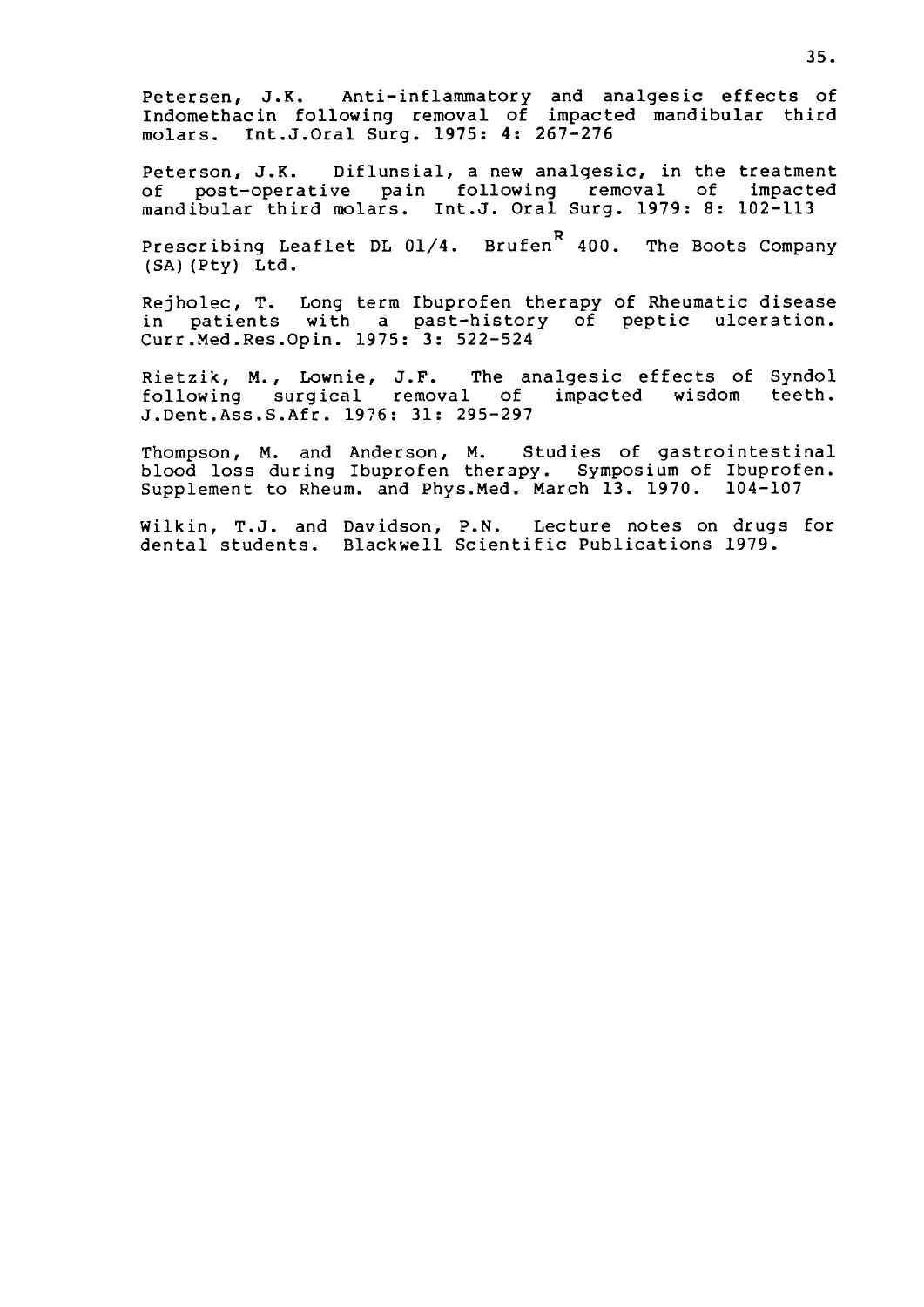Petersen, J.K. Anti-inflammatory and analgesic effects of Indomethacin following removal of impacted mandibular third molars. Int.J.Oral Surg. 1975: 4: 267-276

Peterson, J.K. Diflunsial, a new analgesic, in the treatment of post-operative pain following removal of impacted mandibular third molars. Int.J. Oral Surg. 1979: 8: 102-113

Prescribing Leaflet DL 01/4. Brufen[R] 400. The Boots Company (SA)(Pty) Ltd.

Rejholec, T. Long term Ibuprofen therapy of Rheumatic disease in patients with a past-history of peptic ulceration. Curr.Med.Res.Opin. 1975: 3: 522-524

Rietzik, M., Lownie, J.F. The analgesic effects of Syndol following surgical removal of impacted wisdom teeth. J.Dent.Ass.S.Afr. 1976: 31: 295-297

Thompson, M. and Anderson, M. Studies of gastrointestinal blood loss during Ibuprofen therapy. Symposium of Ibuprofen. Supplement to Rheum. and Phys.Med. March 13. 1970. 104-107

Wilkin, T.J. and Davidson, P.N. Lecture notes on drugs for dental students. Blackwell Scientific Publications 1979.